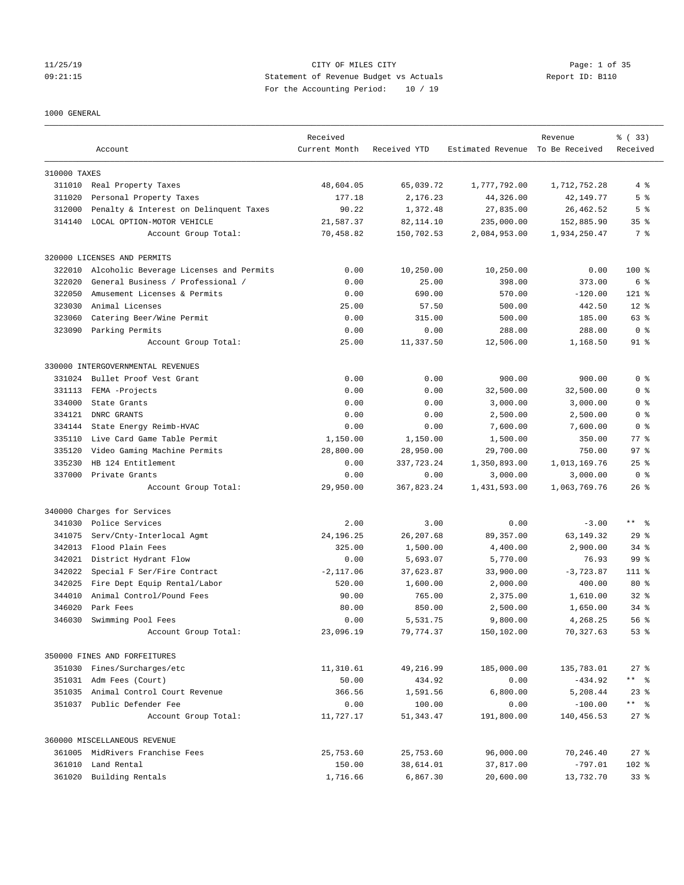CITY OF MILES CITY
Statement of Revenue Budget vs Actuals
For the Accounting Period: 10 / 19

11/25/19
09:21:15

Report ID: B110

1000 GENERAL

| | Account | Received Current Month | Received YTD | Estimated Revenue | Revenue To Be Received | % ( 33) Received |
|---|---|---|---|---|---|---|
| 310000 TAXES | | | | | | |
| 311010 | Real Property Taxes | 48,604.05 | 65,039.72 | 1,777,792.00 | 1,712,752.28 | 4 % |
| 311020 | Personal Property Taxes | 177.18 | 2,176.23 | 44,326.00 | 42,149.77 | 5 % |
| 312000 | Penalty & Interest on Delinquent Taxes | 90.22 | 1,372.48 | 27,835.00 | 26,462.52 | 5 % |
| 314140 | LOCAL OPTION-MOTOR VEHICLE | 21,587.37 | 82,114.10 | 235,000.00 | 152,885.90 | 35 % |
| | Account Group Total: | 70,458.82 | 150,702.53 | 2,084,953.00 | 1,934,250.47 | 7 % |
| 320000 LICENSES AND PERMITS | | | | | | |
| 322010 | Alcoholic Beverage Licenses and Permits | 0.00 | 10,250.00 | 10,250.00 | 0.00 | 100 % |
| 322020 | General Business / Professional / | 0.00 | 25.00 | 398.00 | 373.00 | 6 % |
| 322050 | Amusement Licenses & Permits | 0.00 | 690.00 | 570.00 | -120.00 | 121 % |
| 323030 | Animal Licenses | 25.00 | 57.50 | 500.00 | 442.50 | 12 % |
| 323060 | Catering Beer/Wine Permit | 0.00 | 315.00 | 500.00 | 185.00 | 63 % |
| 323090 | Parking Permits | 0.00 | 0.00 | 288.00 | 288.00 | 0 % |
| | Account Group Total: | 25.00 | 11,337.50 | 12,506.00 | 1,168.50 | 91 % |
| 330000 INTERGOVERNMENTAL REVENUES | | | | | | |
| 331024 | Bullet Proof Vest Grant | 0.00 | 0.00 | 900.00 | 900.00 | 0 % |
| 331113 | FEMA -Projects | 0.00 | 0.00 | 32,500.00 | 32,500.00 | 0 % |
| 334000 | State Grants | 0.00 | 0.00 | 3,000.00 | 3,000.00 | 0 % |
| 334121 | DNRC GRANTS | 0.00 | 0.00 | 2,500.00 | 2,500.00 | 0 % |
| 334144 | State Energy Reimb-HVAC | 0.00 | 0.00 | 7,600.00 | 7,600.00 | 0 % |
| 335110 | Live Card Game Table Permit | 1,150.00 | 1,150.00 | 1,500.00 | 350.00 | 77 % |
| 335120 | Video Gaming Machine Permits | 28,800.00 | 28,950.00 | 29,700.00 | 750.00 | 97 % |
| 335230 | HB 124 Entitlement | 0.00 | 337,723.24 | 1,350,893.00 | 1,013,169.76 | 25 % |
| 337000 | Private Grants | 0.00 | 0.00 | 3,000.00 | 3,000.00 | 0 % |
| | Account Group Total: | 29,950.00 | 367,823.24 | 1,431,593.00 | 1,063,769.76 | 26 % |
| 340000 Charges for Services | | | | | | |
| 341030 | Police Services | 2.00 | 3.00 | 0.00 | -3.00 | ** % |
| 341075 | Serv/Cnty-Interlocal Agmt | 24,196.25 | 26,207.68 | 89,357.00 | 63,149.32 | 29 % |
| 342013 | Flood Plain Fees | 325.00 | 1,500.00 | 4,400.00 | 2,900.00 | 34 % |
| 342021 | District Hydrant Flow | 0.00 | 5,693.07 | 5,770.00 | 76.93 | 99 % |
| 342022 | Special F Ser/Fire Contract | -2,117.06 | 37,623.87 | 33,900.00 | -3,723.87 | 111 % |
| 342025 | Fire Dept Equip Rental/Labor | 520.00 | 1,600.00 | 2,000.00 | 400.00 | 80 % |
| 344010 | Animal Control/Pound Fees | 90.00 | 765.00 | 2,375.00 | 1,610.00 | 32 % |
| 346020 | Park Fees | 80.00 | 850.00 | 2,500.00 | 1,650.00 | 34 % |
| 346030 | Swimming Pool Fees | 0.00 | 5,531.75 | 9,800.00 | 4,268.25 | 56 % |
| | Account Group Total: | 23,096.19 | 79,774.37 | 150,102.00 | 70,327.63 | 53 % |
| 350000 FINES AND FORFEITURES | | | | | | |
| 351030 | Fines/Surcharges/etc | 11,310.61 | 49,216.99 | 185,000.00 | 135,783.01 | 27 % |
| 351031 | Adm Fees (Court) | 50.00 | 434.92 | 0.00 | -434.92 | ** % |
| 351035 | Animal Control Court Revenue | 366.56 | 1,591.56 | 6,800.00 | 5,208.44 | 23 % |
| 351037 | Public Defender Fee | 0.00 | 100.00 | 0.00 | -100.00 | ** % |
| | Account Group Total: | 11,727.17 | 51,343.47 | 191,800.00 | 140,456.53 | 27 % |
| 360000 MISCELLANEOUS REVENUE | | | | | | |
| 361005 | MidRivers Franchise Fees | 25,753.60 | 25,753.60 | 96,000.00 | 70,246.40 | 27 % |
| 361010 | Land Rental | 150.00 | 38,614.01 | 37,817.00 | -797.01 | 102 % |
| 361020 | Building Rentals | 1,716.66 | 6,867.30 | 20,600.00 | 13,732.70 | 33 % |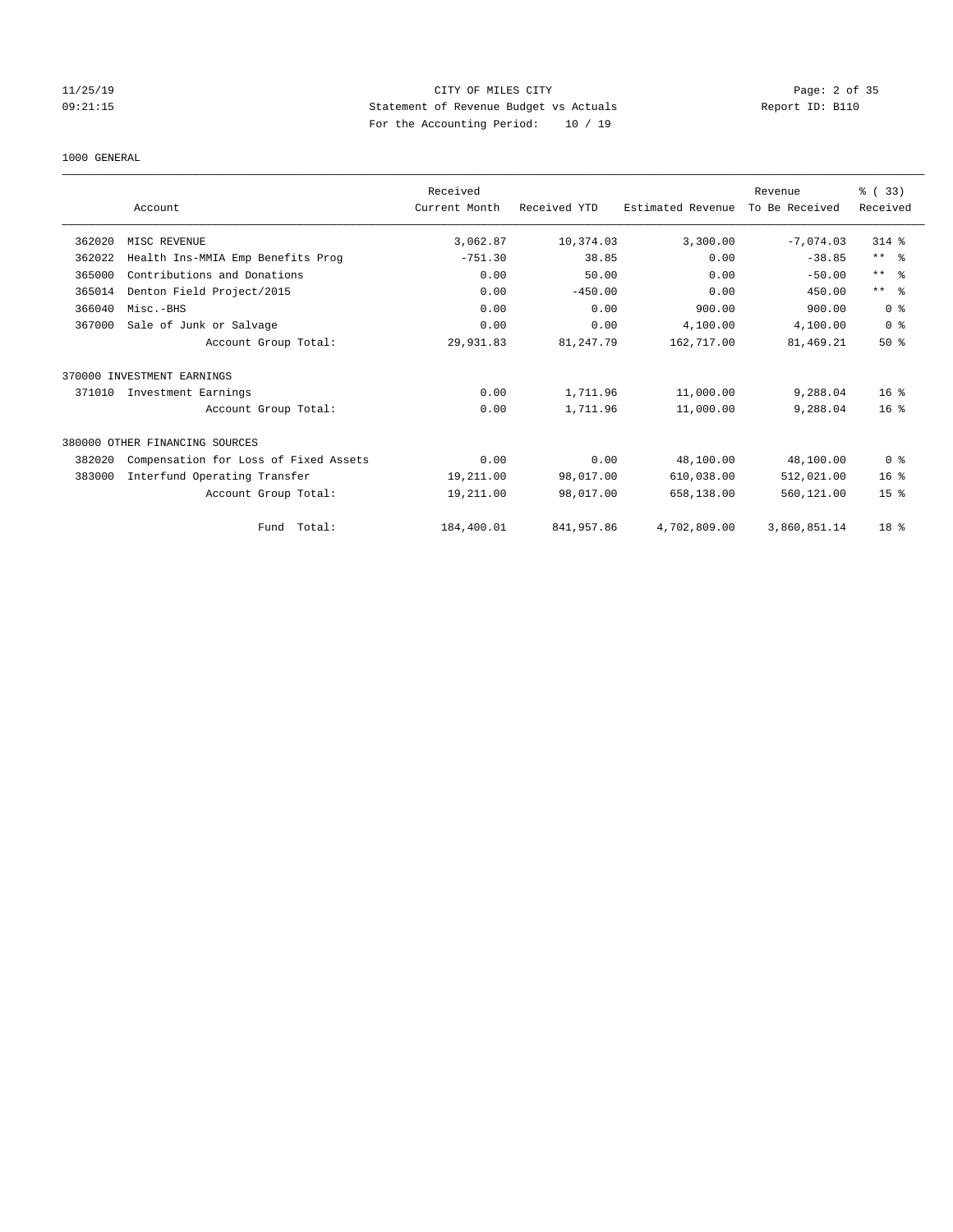CITY OF MILES CITY
Statement of Revenue Budget vs Actuals
For the Accounting Period: 10 / 19

11/25/19
09:21:15

Report ID: B110

1000 GENERAL

| | Account | Received Current Month | Received YTD | Estimated Revenue | Revenue To Be Received | % ( 33) Received |
|---|---|---|---|---|---|---|
| 362020 | MISC REVENUE | 3,062.87 | 10,374.03 | 3,300.00 | -7,074.03 | 314 % |
| 362022 | Health Ins-MMIA Emp Benefits Prog | -751.30 | 38.85 | 0.00 | -38.85 | ** % |
| 365000 | Contributions and Donations | 0.00 | 50.00 | 0.00 | -50.00 | ** % |
| 365014 | Denton Field Project/2015 | 0.00 | -450.00 | 0.00 | 450.00 | ** % |
| 366040 | Misc.-BHS | 0.00 | 0.00 | 900.00 | 900.00 | 0 % |
| 367000 | Sale of Junk or Salvage | 0.00 | 0.00 | 4,100.00 | 4,100.00 | 0 % |
| | Account Group Total: | 29,931.83 | 81,247.79 | 162,717.00 | 81,469.21 | 50 % |
| 370000 INVESTMENT EARNINGS | | | | | | |
| 371010 | Investment Earnings | 0.00 | 1,711.96 | 11,000.00 | 9,288.04 | 16 % |
| | Account Group Total: | 0.00 | 1,711.96 | 11,000.00 | 9,288.04 | 16 % |
| 380000 OTHER FINANCING SOURCES | | | | | | |
| 382020 | Compensation for Loss of Fixed Assets | 0.00 | 0.00 | 48,100.00 | 48,100.00 | 0 % |
| 383000 | Interfund Operating Transfer | 19,211.00 | 98,017.00 | 610,038.00 | 512,021.00 | 16 % |
| | Account Group Total: | 19,211.00 | 98,017.00 | 658,138.00 | 560,121.00 | 15 % |
| | Fund Total: | 184,400.01 | 841,957.86 | 4,702,809.00 | 3,860,851.14 | 18 % |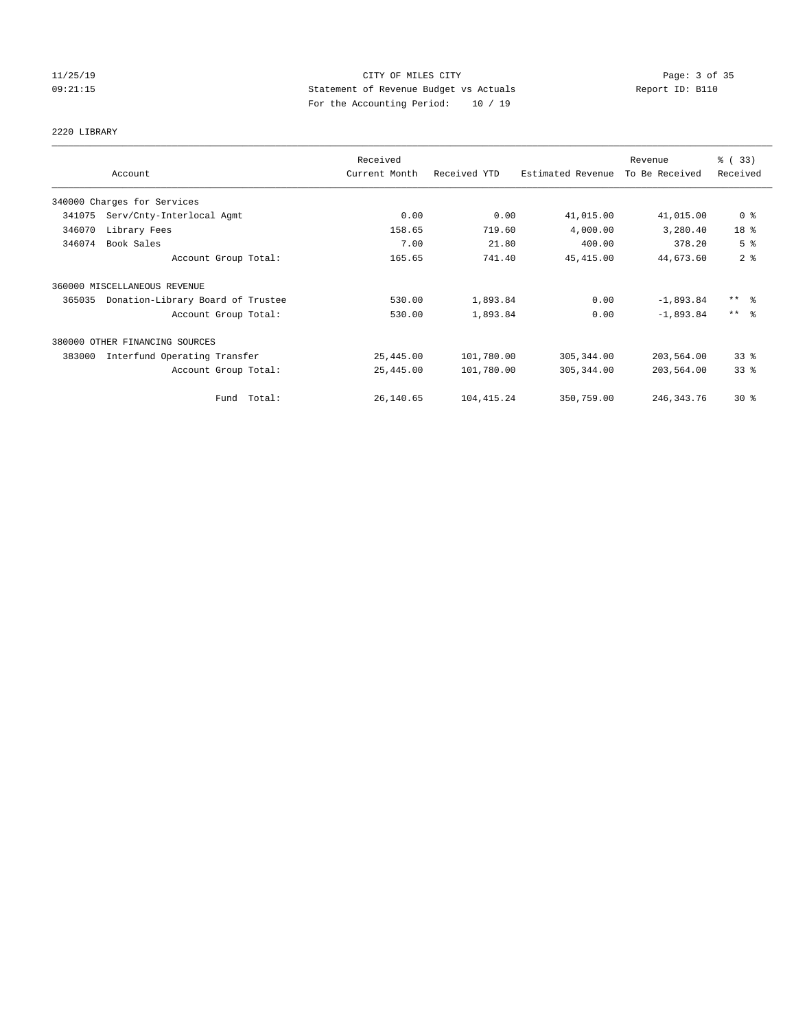CITY OF MILES CITY
Statement of Revenue Budget vs Actuals
For the Accounting Period: 10 / 19

11/25/19
09:21:15

Report ID: B110

2220 LIBRARY

| Account | Received Current Month | Received YTD | Estimated Revenue | Revenue To Be Received | % ( 33) Received |
|---|---|---|---|---|---|
| 340000 Charges for Services | | | | | |
| 341075 Serv/Cnty-Interlocal Agmt | 0.00 | 0.00 | 41,015.00 | 41,015.00 | 0 % |
| 346070 Library Fees | 158.65 | 719.60 | 4,000.00 | 3,280.40 | 18 % |
| 346074 Book Sales | 7.00 | 21.80 | 400.00 | 378.20 | 5 % |
| Account Group Total: | 165.65 | 741.40 | 45,415.00 | 44,673.60 | 2 % |
| 360000 MISCELLANEOUS REVENUE | | | | | |
| 365035 Donation-Library Board of Trustee | 530.00 | 1,893.84 | 0.00 | -1,893.84 | ** % |
| Account Group Total: | 530.00 | 1,893.84 | 0.00 | -1,893.84 | ** % |
| 380000 OTHER FINANCING SOURCES | | | | | |
| 383000 Interfund Operating Transfer | 25,445.00 | 101,780.00 | 305,344.00 | 203,564.00 | 33 % |
| Account Group Total: | 25,445.00 | 101,780.00 | 305,344.00 | 203,564.00 | 33 % |
| Fund Total: | 26,140.65 | 104,415.24 | 350,759.00 | 246,343.76 | 30 % |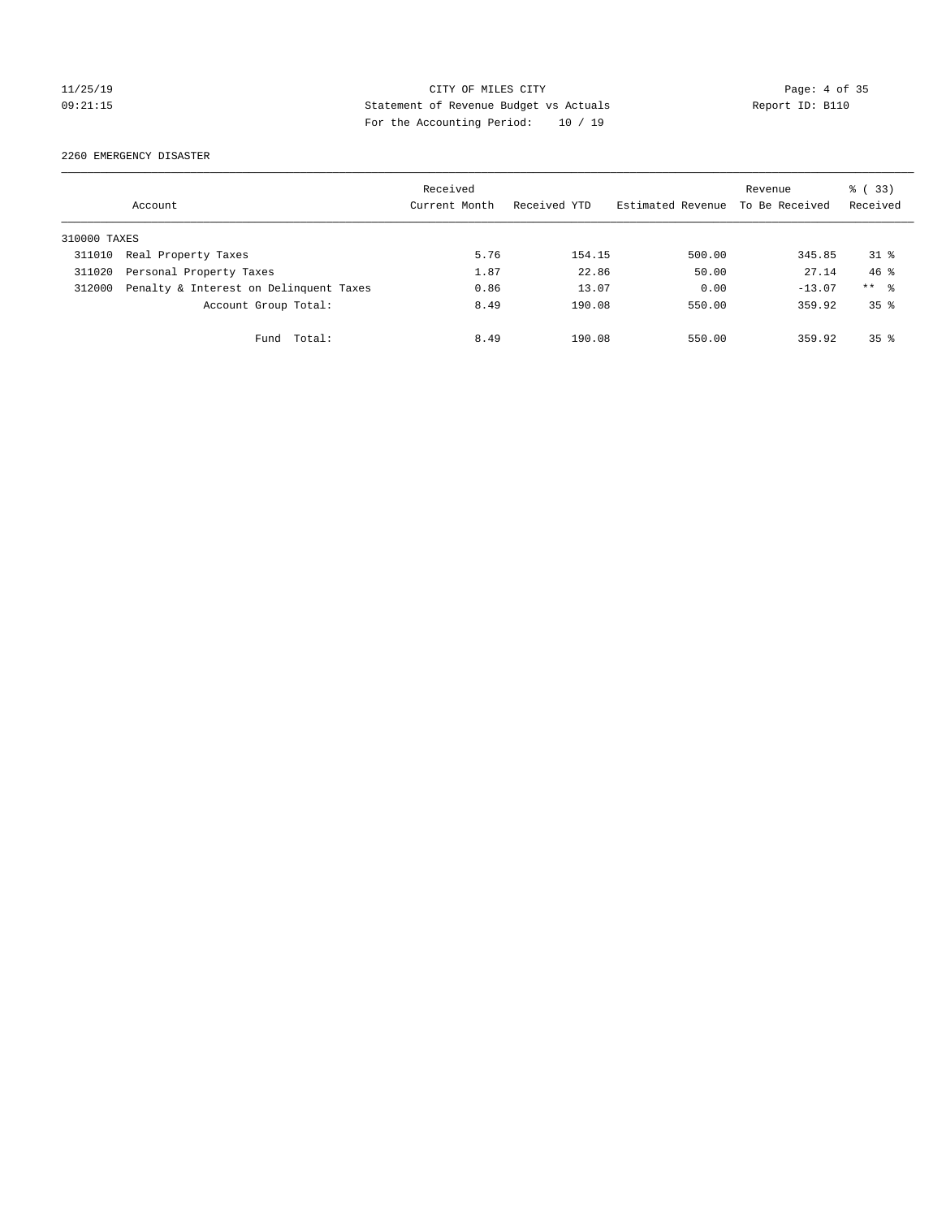CITY OF MILES CITY

Statement of Revenue Budget vs Actuals

For the Accounting Period: 10 / 19

11/25/19
09:21:15

Report ID: B110

2260 EMERGENCY DISASTER

| Account | | Received Current Month | Received YTD | Estimated Revenue | Revenue To Be Received | % ( 33) Received |
|---|---|---|---|---|---|---|
| 310000 TAXES | | | | | | |
| 311010 | Real Property Taxes | 5.76 | 154.15 | 500.00 | 345.85 | 31 % |
| 311020 | Personal Property Taxes | 1.87 | 22.86 | 50.00 | 27.14 | 46 % |
| 312000 | Penalty & Interest on Delinquent Taxes | 0.86 | 13.07 | 0.00 | -13.07 | ** % |
| | Account Group Total: | 8.49 | 190.08 | 550.00 | 359.92 | 35 % |
| | Fund Total: | 8.49 | 190.08 | 550.00 | 359.92 | 35 % |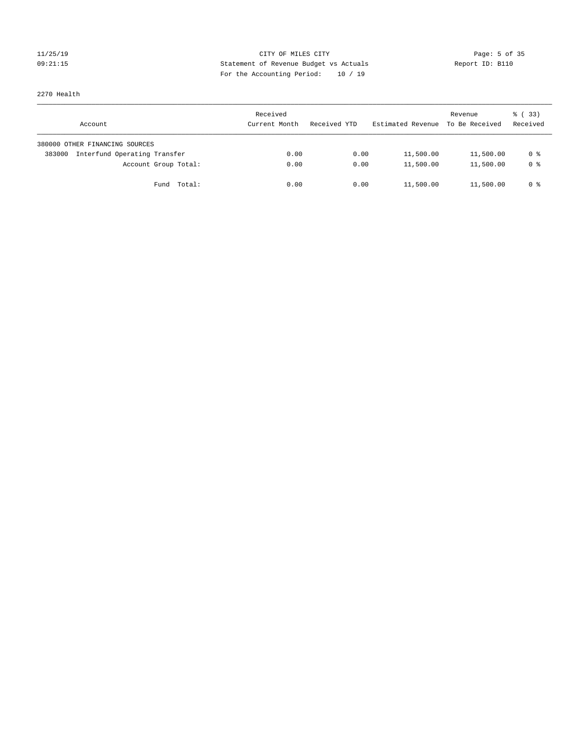11/25/19 CITY OF MILES CITY
09:21:15 Statement of Revenue Budget vs Actuals Report ID: B110
For the Accounting Period: 10 / 19

2270 Health

| Account | Received Current Month | Received YTD | Estimated Revenue | Revenue To Be Received | % ( 33) Received |
|---|---|---|---|---|---|
| 380000 OTHER FINANCING SOURCES | | | | | |
| 383000 Interfund Operating Transfer | 0.00 | 0.00 | 11,500.00 | 11,500.00 | 0 % |
| Account Group Total: | 0.00 | 0.00 | 11,500.00 | 11,500.00 | 0 % |
| Fund Total: | 0.00 | 0.00 | 11,500.00 | 11,500.00 | 0 % |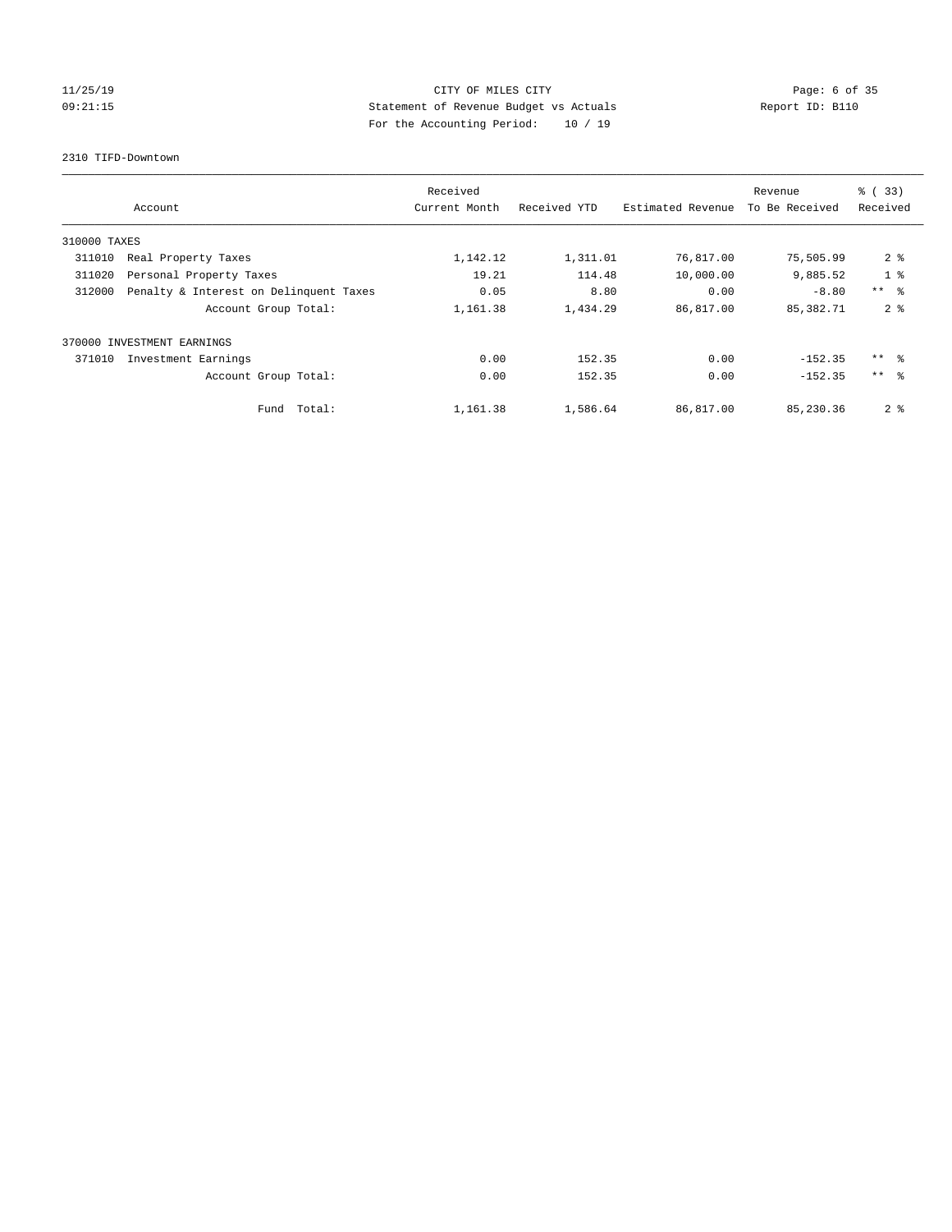11/25/19 CITY OF MILES CITY
09:21:15 Statement of Revenue Budget vs Actuals Report ID: B110
For the Accounting Period: 10 / 19

2310 TIFD-Downtown

| Account | | Received Current Month | Received YTD | Estimated Revenue | Revenue To Be Received | % ( 33) Received |
|---|---|---|---|---|---|---|
| 310000 TAXES | | | | | | |
| 311010 | Real Property Taxes | 1,142.12 | 1,311.01 | 76,817.00 | 75,505.99 | 2 % |
| 311020 | Personal Property Taxes | 19.21 | 114.48 | 10,000.00 | 9,885.52 | 1 % |
| 312000 | Penalty & Interest on Delinquent Taxes | 0.05 | 8.80 | 0.00 | -8.80 | ** % |
| | Account Group Total: | 1,161.38 | 1,434.29 | 86,817.00 | 85,382.71 | 2 % |
| 370000 INVESTMENT EARNINGS | | | | | | |
| 371010 | Investment Earnings | 0.00 | 152.35 | 0.00 | -152.35 | ** % |
| | Account Group Total: | 0.00 | 152.35 | 0.00 | -152.35 | ** % |
| | Fund Total: | 1,161.38 | 1,586.64 | 86,817.00 | 85,230.36 | 2 % |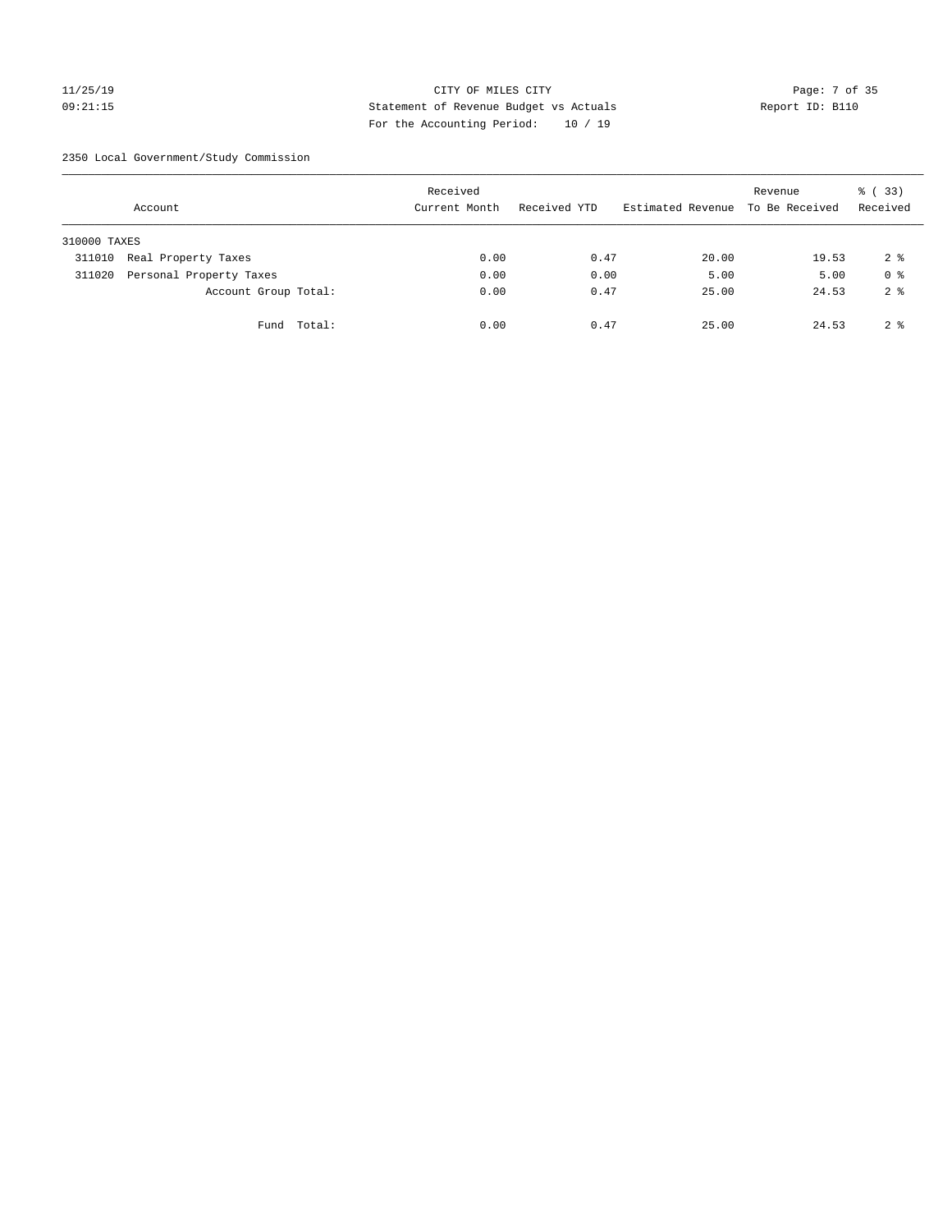CITY OF MILES CITY
Statement of Revenue Budget vs Actuals
For the Accounting Period: 10 / 19

11/25/19
09:21:15

Report ID: B110

2350 Local Government/Study Commission

| Account | Received Current Month | Received YTD | Estimated Revenue | Revenue To Be Received | % ( 33) Received |
|---|---|---|---|---|---|
| 310000 TAXES | | | | | |
| 311010 Real Property Taxes | 0.00 | 0.47 | 20.00 | 19.53 | 2 % |
| 311020 Personal Property Taxes | 0.00 | 0.00 | 5.00 | 5.00 | 0 % |
| Account Group Total: | 0.00 | 0.47 | 25.00 | 24.53 | 2 % |
| Fund Total: | 0.00 | 0.47 | 25.00 | 24.53 | 2 % |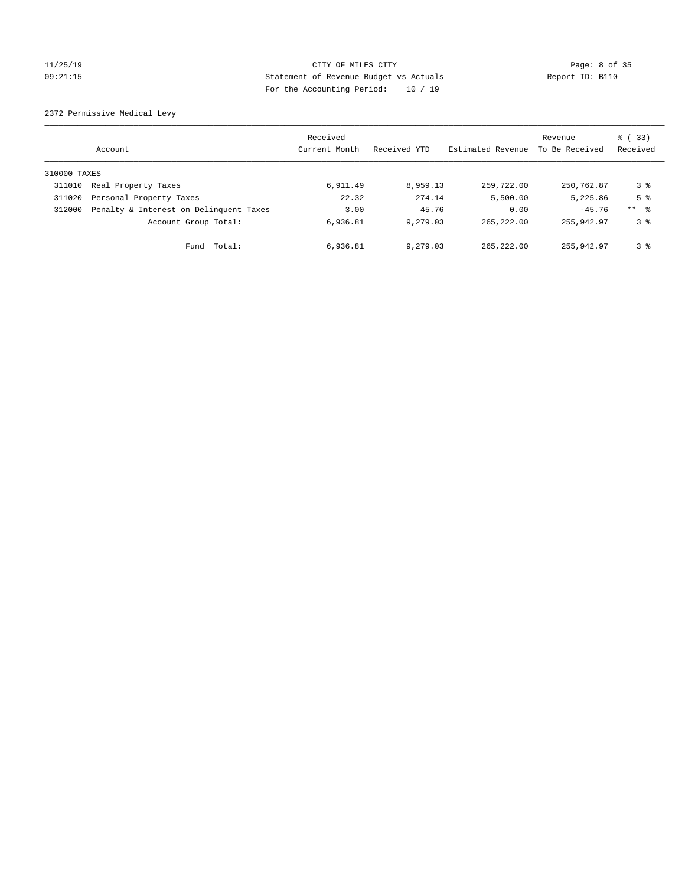CITY OF MILES CITY
Statement of Revenue Budget vs Actuals
For the Accounting Period: 10 / 19

2372 Permissive Medical Levy

| Account | | Received Current Month | Received YTD | Estimated Revenue | Revenue To Be Received | % ( 33) Received |
|---|---|---|---|---|---|---|
| 310000 TAXES | | | | | | |
| 311010 | Real Property Taxes | 6,911.49 | 8,959.13 | 259,722.00 | 250,762.87 | 3 % |
| 311020 | Personal Property Taxes | 22.32 | 274.14 | 5,500.00 | 5,225.86 | 5 % |
| 312000 | Penalty & Interest on Delinquent Taxes | 3.00 | 45.76 | 0.00 | -45.76 | ** % |
| | Account Group Total: | 6,936.81 | 9,279.03 | 265,222.00 | 255,942.97 | 3 % |
| | Fund Total: | 6,936.81 | 9,279.03 | 265,222.00 | 255,942.97 | 3 % |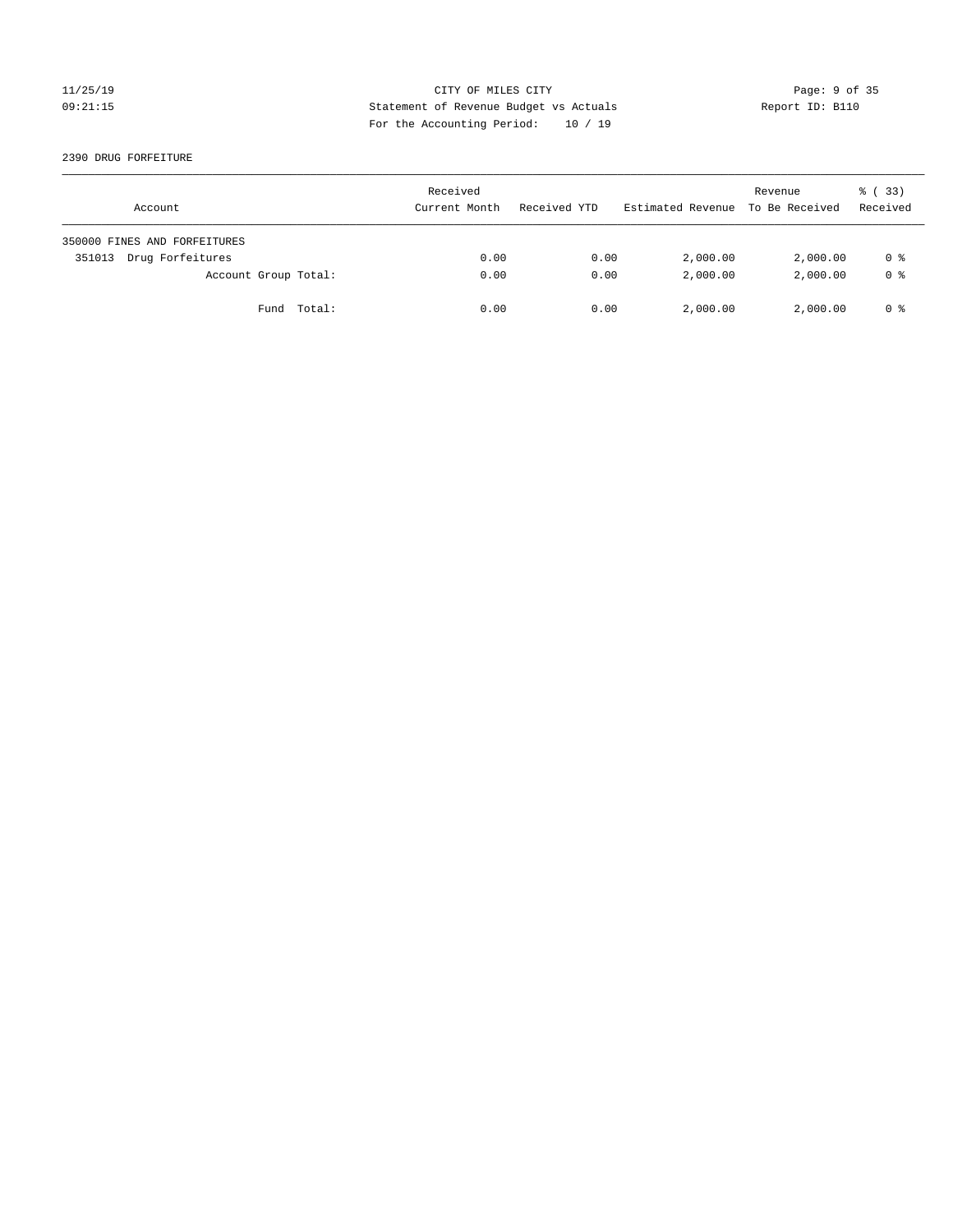CITY OF MILES CITY
Statement of Revenue Budget vs Actuals
For the Accounting Period: 10 / 19

11/25/19
09:21:15

Report ID: B110

2390 DRUG FORFEITURE

| Account | Received Current Month | Received YTD | Estimated Revenue | Revenue To Be Received | % ( 33) Received |
|---|---|---|---|---|---|
| 350000 FINES AND FORFEITURES | | | | | |
| 351013 Drug Forfeitures | 0.00 | 0.00 | 2,000.00 | 2,000.00 | 0 % |
| Account Group Total: | 0.00 | 0.00 | 2,000.00 | 2,000.00 | 0 % |
| Fund Total: | 0.00 | 0.00 | 2,000.00 | 2,000.00 | 0 % |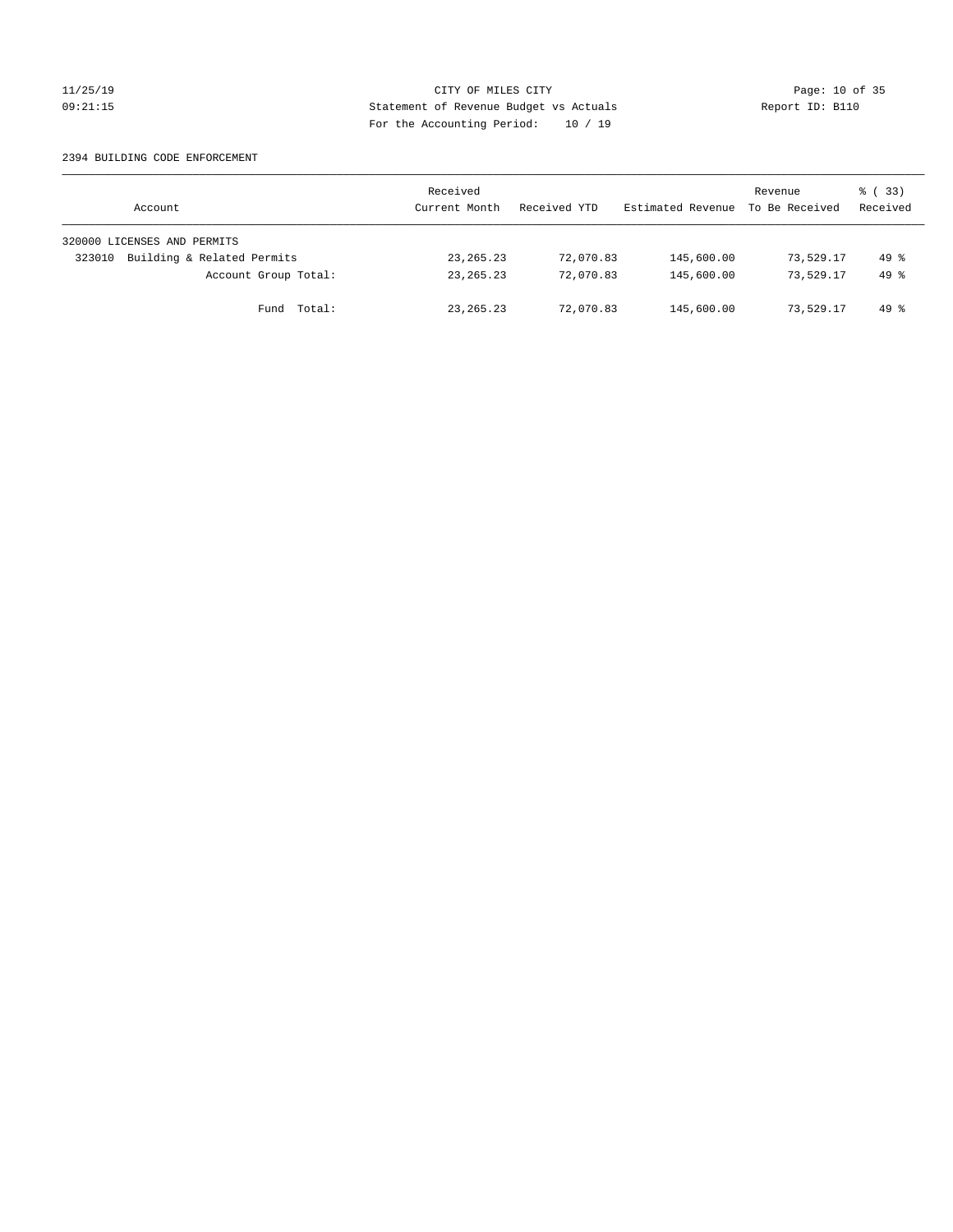CITY OF MILES CITY
Statement of Revenue Budget vs Actuals
For the Accounting Period: 10 / 19

11/25/19
09:21:15

Report ID: B110

2394 BUILDING CODE ENFORCEMENT

| Account | Received Current Month | Received YTD | Estimated Revenue | Revenue To Be Received | % ( 33) Received |
|---|---|---|---|---|---|
| 320000 LICENSES AND PERMITS | | | | | |
| 323010 Building & Related Permits | 23,265.23 | 72,070.83 | 145,600.00 | 73,529.17 | 49 % |
| Account Group Total: | 23,265.23 | 72,070.83 | 145,600.00 | 73,529.17 | 49 % |
| Fund Total: | 23,265.23 | 72,070.83 | 145,600.00 | 73,529.17 | 49 % |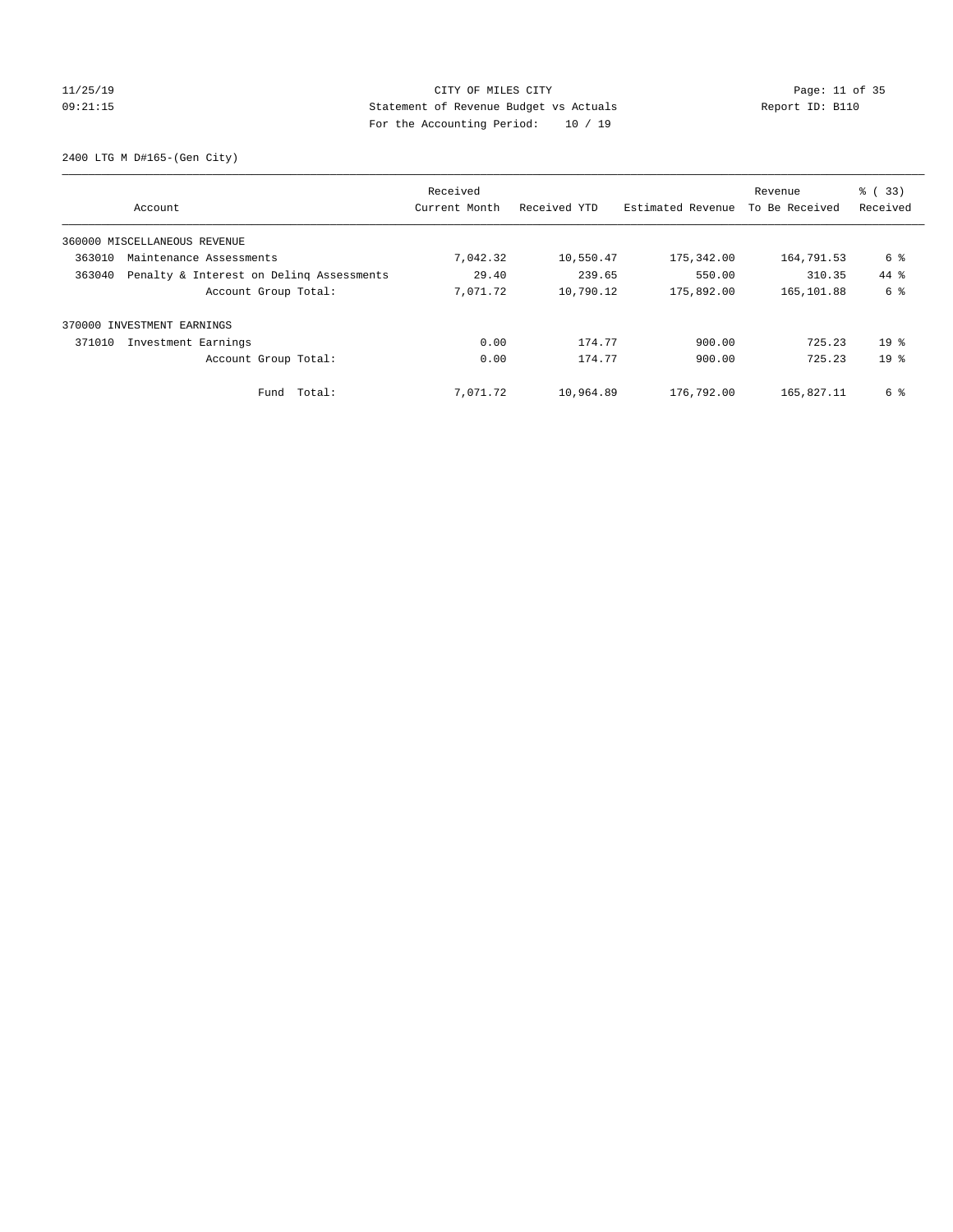CITY OF MILES CITY
Statement of Revenue Budget vs Actuals
For the Accounting Period: 10 / 19

11/25/19
09:21:15

Report ID: B110

2400 LTG M D#165-(Gen City)

| Account | Received Current Month | Received YTD | Estimated Revenue | Revenue To Be Received | % ( 33) Received |
|---|---|---|---|---|---|
| 360000 MISCELLANEOUS REVENUE | | | | | |
| 363010 Maintenance Assessments | 7,042.32 | 10,550.47 | 175,342.00 | 164,791.53 | 6 % |
| 363040 Penalty & Interest on Delinq Assessments | 29.40 | 239.65 | 550.00 | 310.35 | 44 % |
| Account Group Total: | 7,071.72 | 10,790.12 | 175,892.00 | 165,101.88 | 6 % |
| 370000 INVESTMENT EARNINGS | | | | | |
| 371010 Investment Earnings | 0.00 | 174.77 | 900.00 | 725.23 | 19 % |
| Account Group Total: | 0.00 | 174.77 | 900.00 | 725.23 | 19 % |
| Fund Total: | 7,071.72 | 10,964.89 | 176,792.00 | 165,827.11 | 6 % |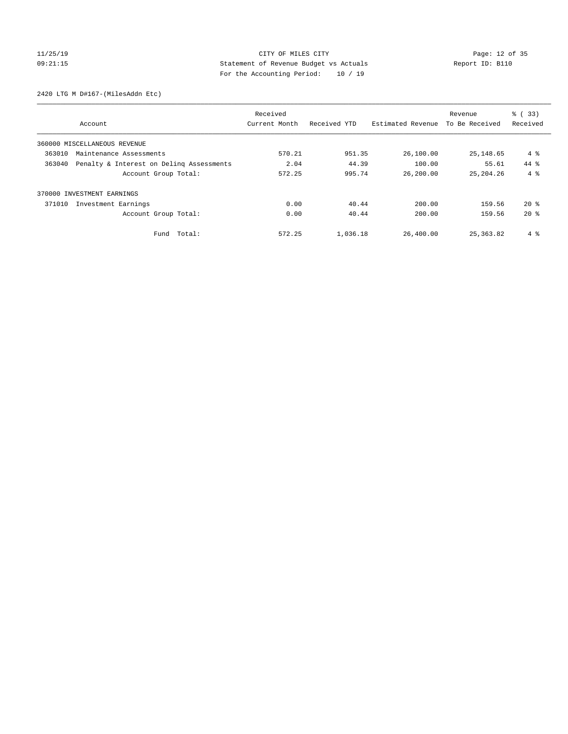CITY OF MILES CITY
Statement of Revenue Budget vs Actuals
For the Accounting Period: 10 / 19

11/25/19
09:21:15

Report ID: B110

2420 LTG M D#167-(MilesAddn Etc)

| Account | Received Current Month | Received YTD | Estimated Revenue | Revenue To Be Received | % ( 33) Received |
|---|---|---|---|---|---|
| 360000 MISCELLANEOUS REVENUE | | | | | |
| 363010 Maintenance Assessments | 570.21 | 951.35 | 26,100.00 | 25,148.65 | 4 % |
| 363040 Penalty & Interest on Delinq Assessments | 2.04 | 44.39 | 100.00 | 55.61 | 44 % |
| Account Group Total: | 572.25 | 995.74 | 26,200.00 | 25,204.26 | 4 % |
| 370000 INVESTMENT EARNINGS | | | | | |
| 371010 Investment Earnings | 0.00 | 40.44 | 200.00 | 159.56 | 20 % |
| Account Group Total: | 0.00 | 40.44 | 200.00 | 159.56 | 20 % |
| Fund Total: | 572.25 | 1,036.18 | 26,400.00 | 25,363.82 | 4 % |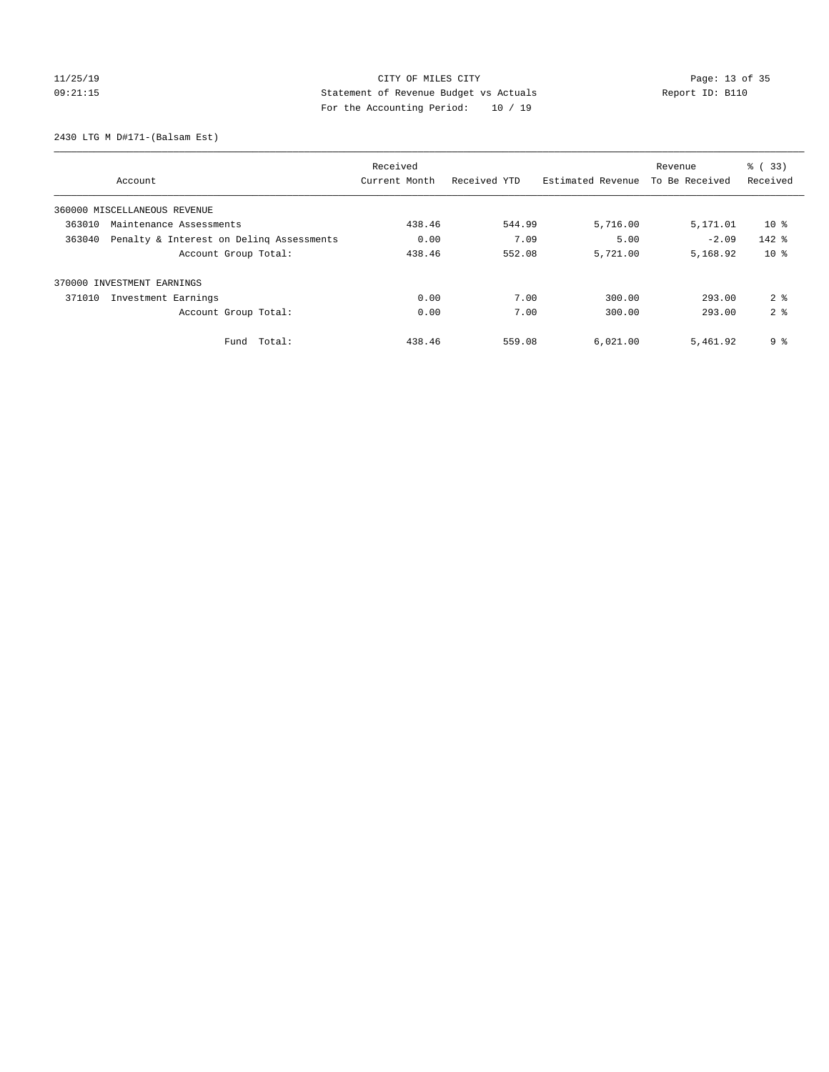CITY OF MILES CITY
Statement of Revenue Budget vs Actuals
For the Accounting Period: 10 / 19

11/25/19
09:21:15

Report ID: B110

2430 LTG M D#171-(Balsam Est)

| Account | Received Current Month | Received YTD | Estimated Revenue | Revenue To Be Received | % ( 33) Received |
|---|---|---|---|---|---|
| 360000 MISCELLANEOUS REVENUE | | | | | |
| 363010 Maintenance Assessments | 438.46 | 544.99 | 5,716.00 | 5,171.01 | 10 % |
| 363040 Penalty & Interest on Delinq Assessments | 0.00 | 7.09 | 5.00 | -2.09 | 142 % |
| Account Group Total: | 438.46 | 552.08 | 5,721.00 | 5,168.92 | 10 % |
| 370000 INVESTMENT EARNINGS | | | | | |
| 371010 Investment Earnings | 0.00 | 7.00 | 300.00 | 293.00 | 2 % |
| Account Group Total: | 0.00 | 7.00 | 300.00 | 293.00 | 2 % |
| Fund Total: | 438.46 | 559.08 | 6,021.00 | 5,461.92 | 9 % |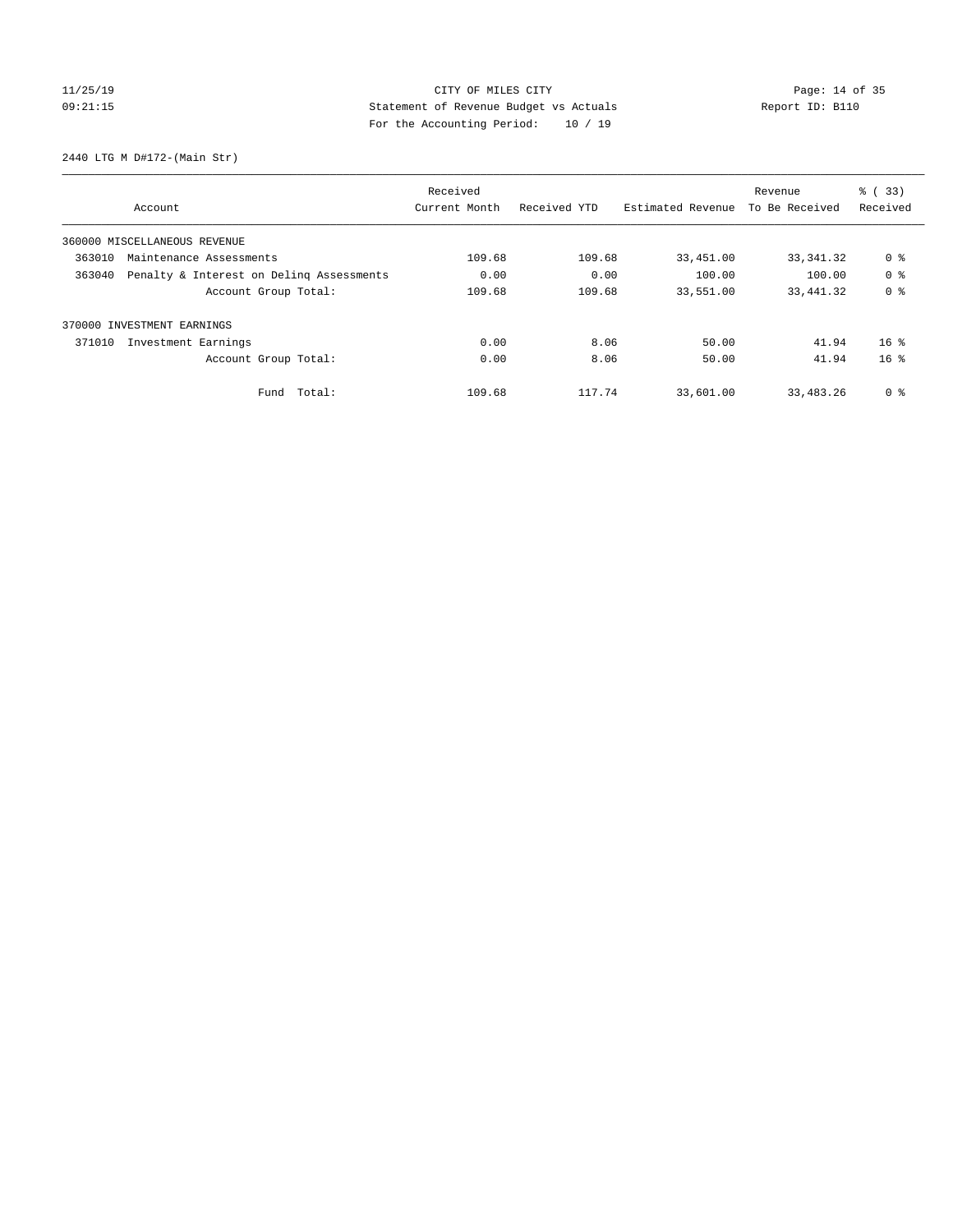CITY OF MILES CITY
Statement of Revenue Budget vs Actuals
For the Accounting Period: 10 / 19

11/25/19
09:21:15

Report ID: B110

2440 LTG M D#172-(Main Str)

| Account | | Received Current Month | Received YTD | Estimated Revenue | Revenue To Be Received | % ( 33) Received |
|---|---|---|---|---|---|---|
| 360000 MISCELLANEOUS REVENUE | | | | | | |
| 363010 | Maintenance Assessments | 109.68 | 109.68 | 33,451.00 | 33,341.32 | 0 % |
| 363040 | Penalty & Interest on Delinq Assessments | 0.00 | 0.00 | 100.00 | 100.00 | 0 % |
| | Account Group Total: | 109.68 | 109.68 | 33,551.00 | 33,441.32 | 0 % |
| 370000 INVESTMENT EARNINGS | | | | | | |
| 371010 | Investment Earnings | 0.00 | 8.06 | 50.00 | 41.94 | 16 % |
| | Account Group Total: | 0.00 | 8.06 | 50.00 | 41.94 | 16 % |
| | Fund Total: | 109.68 | 117.74 | 33,601.00 | 33,483.26 | 0 % |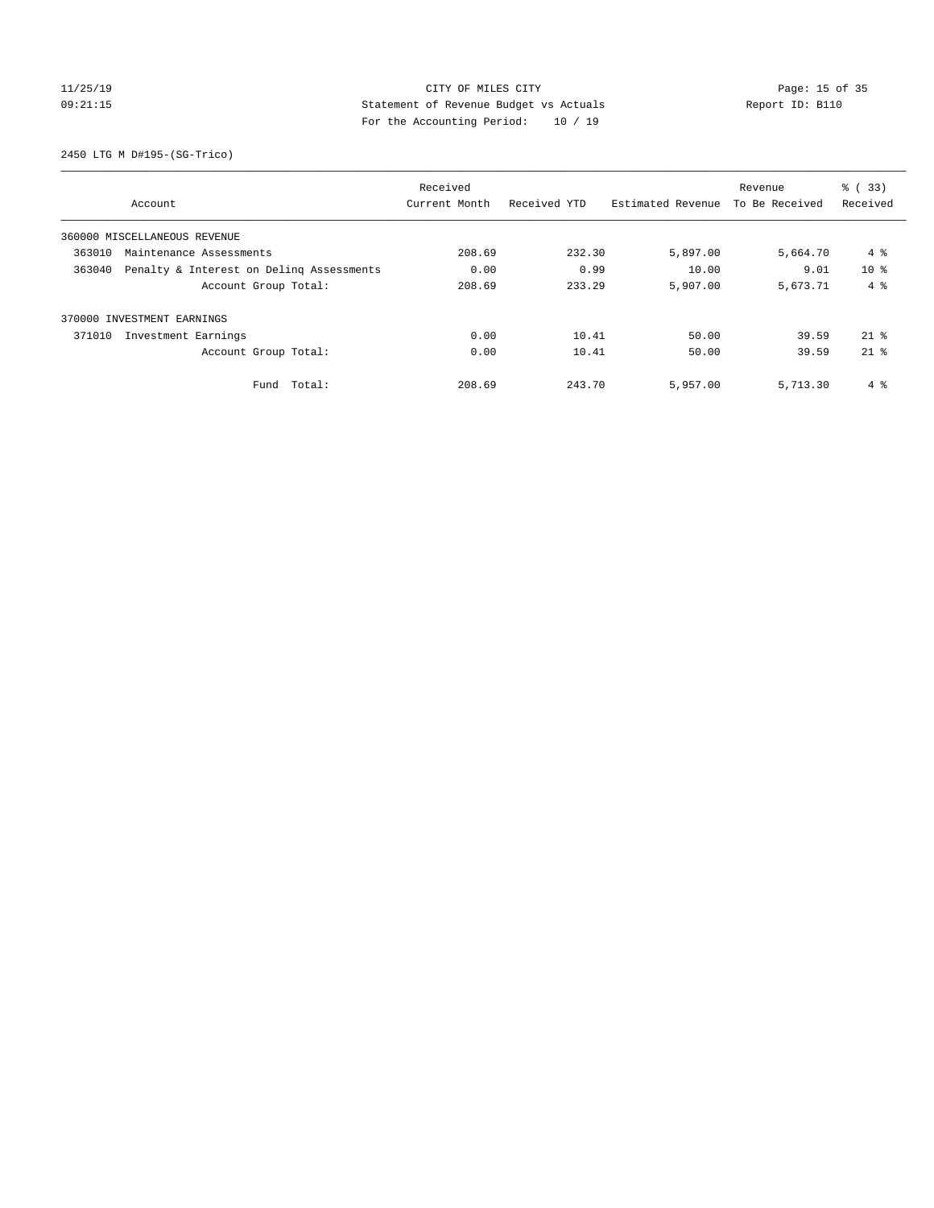CITY OF MILES CITY
Statement of Revenue Budget vs Actuals
For the Accounting Period: 10 / 19

11/25/19
09:21:15

Report ID: B110

2450 LTG M D#195-(SG-Trico)

| Account | Received Current Month | Received YTD | Estimated Revenue | Revenue To Be Received | % ( 33) Received |
|---|---|---|---|---|---|
| 360000 MISCELLANEOUS REVENUE | | | | | |
| 363010 Maintenance Assessments | 208.69 | 232.30 | 5,897.00 | 5,664.70 | 4 % |
| 363040 Penalty & Interest on Delinq Assessments | 0.00 | 0.99 | 10.00 | 9.01 | 10 % |
| Account Group Total: | 208.69 | 233.29 | 5,907.00 | 5,673.71 | 4 % |
| 370000 INVESTMENT EARNINGS | | | | | |
| 371010 Investment Earnings | 0.00 | 10.41 | 50.00 | 39.59 | 21 % |
| Account Group Total: | 0.00 | 10.41 | 50.00 | 39.59 | 21 % |
| Fund Total: | 208.69 | 243.70 | 5,957.00 | 5,713.30 | 4 % |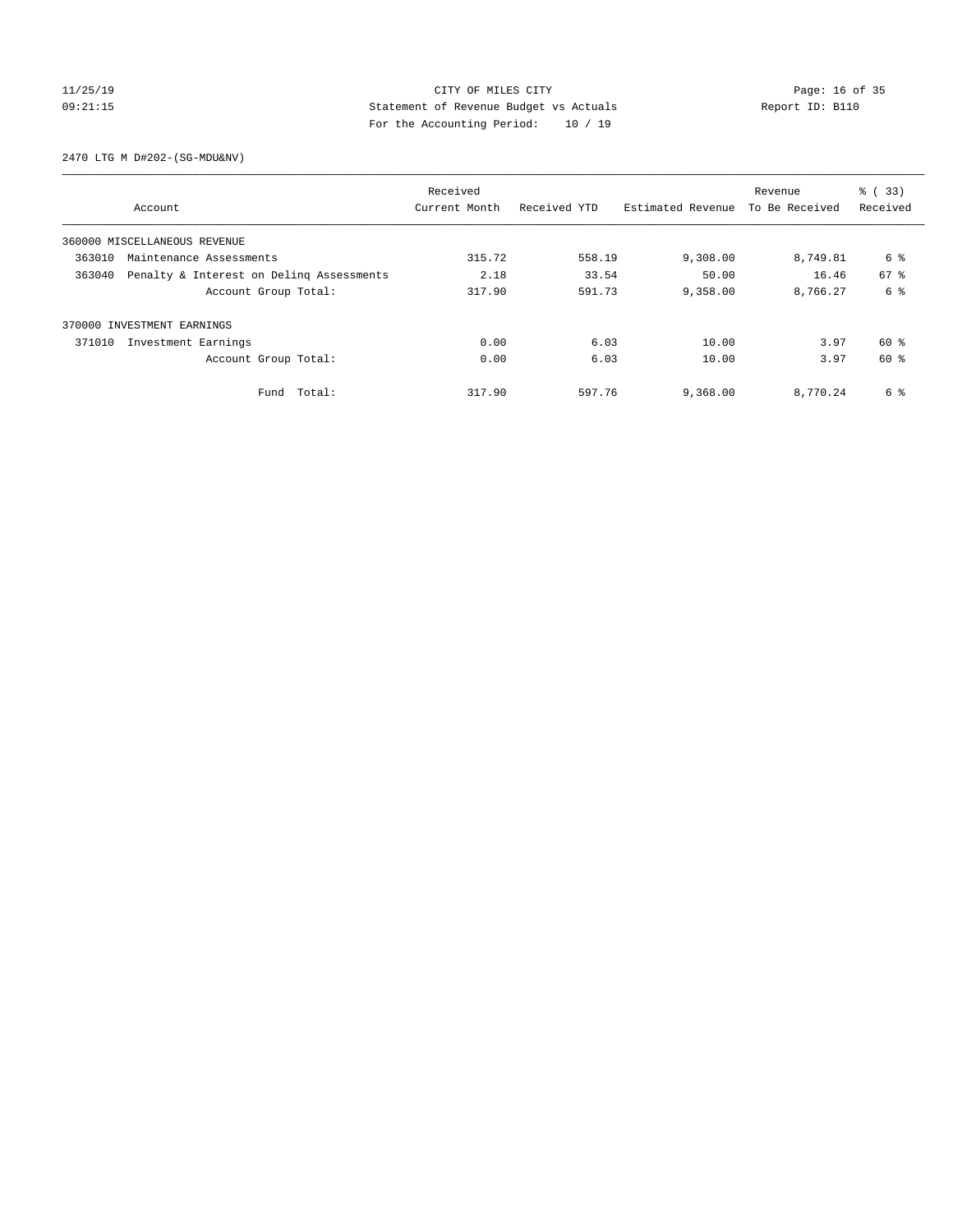CITY OF MILES CITY
Statement of Revenue Budget vs Actuals
For the Accounting Period: 10 / 19

11/25/19
09:21:15

Report ID: B110

2470 LTG M D#202-(SG-MDU&NV)

| Account | Received Current Month | Received YTD | Estimated Revenue | Revenue To Be Received | % ( 33) Received |
|---|---|---|---|---|---|
| 360000 MISCELLANEOUS REVENUE | | | | | |
| 363010 Maintenance Assessments | 315.72 | 558.19 | 9,308.00 | 8,749.81 | 6 % |
| 363040 Penalty & Interest on Delinq Assessments | 2.18 | 33.54 | 50.00 | 16.46 | 67 % |
| Account Group Total: | 317.90 | 591.73 | 9,358.00 | 8,766.27 | 6 % |
| 370000 INVESTMENT EARNINGS | | | | | |
| 371010 Investment Earnings | 0.00 | 6.03 | 10.00 | 3.97 | 60 % |
| Account Group Total: | 0.00 | 6.03 | 10.00 | 3.97 | 60 % |
| Fund Total: | 317.90 | 597.76 | 9,368.00 | 8,770.24 | 6 % |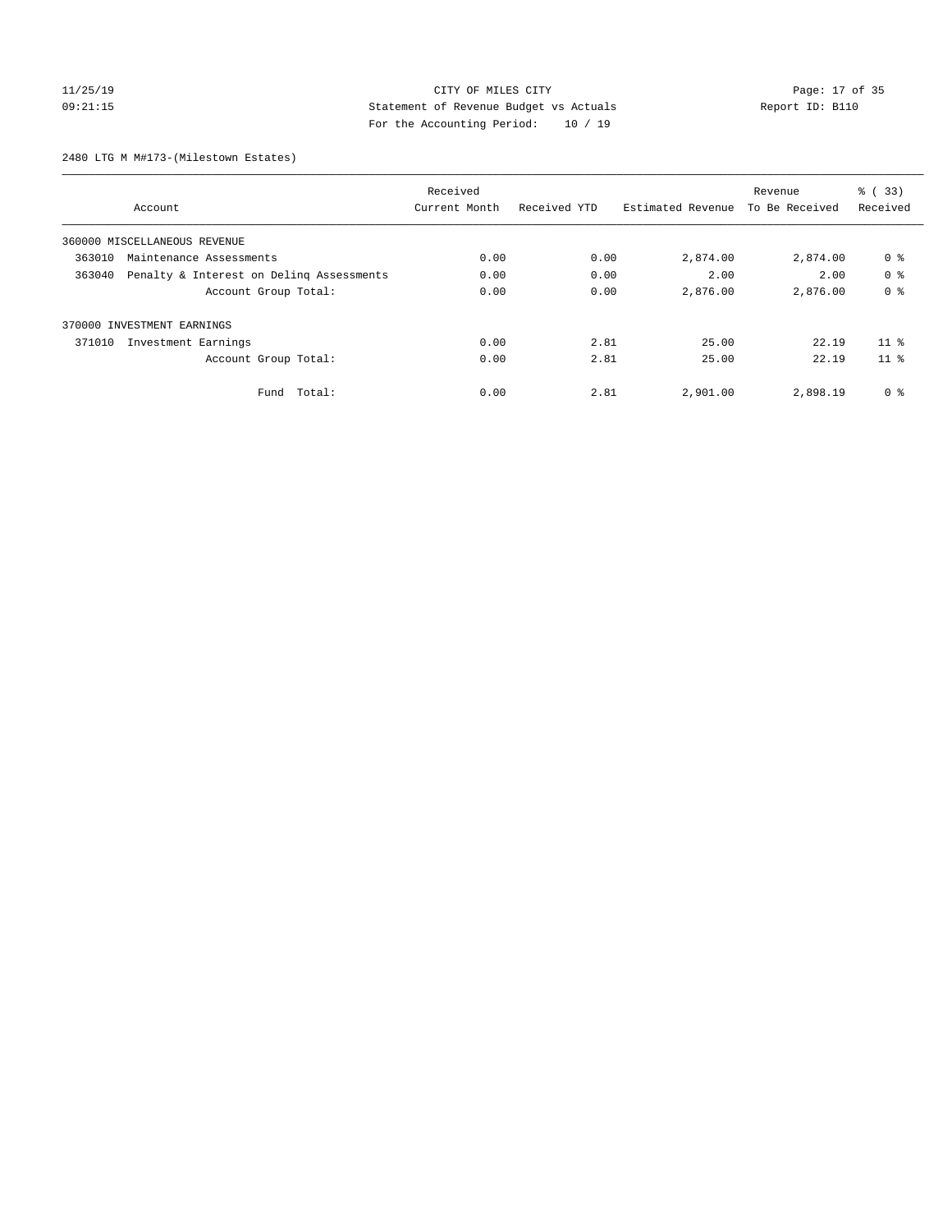CITY OF MILES CITY

Statement of Revenue Budget vs Actuals

For the Accounting Period: 10 / 19

11/25/19 09:21:15 — Report ID: B110

2480 LTG M M#173-(Milestown Estates)

| Account | Received Current Month | Received YTD | Estimated Revenue | Revenue To Be Received | % ( 33) Received |
|---|---|---|---|---|---|
| 360000 MISCELLANEOUS REVENUE | | | | | |
| 363010 Maintenance Assessments | 0.00 | 0.00 | 2,874.00 | 2,874.00 | 0 % |
| 363040 Penalty & Interest on Delinq Assessments | 0.00 | 0.00 | 2.00 | 2.00 | 0 % |
| Account Group Total: | 0.00 | 0.00 | 2,876.00 | 2,876.00 | 0 % |
| 370000 INVESTMENT EARNINGS | | | | | |
| 371010 Investment Earnings | 0.00 | 2.81 | 25.00 | 22.19 | 11 % |
| Account Group Total: | 0.00 | 2.81 | 25.00 | 22.19 | 11 % |
| Fund Total: | 0.00 | 2.81 | 2,901.00 | 2,898.19 | 0 % |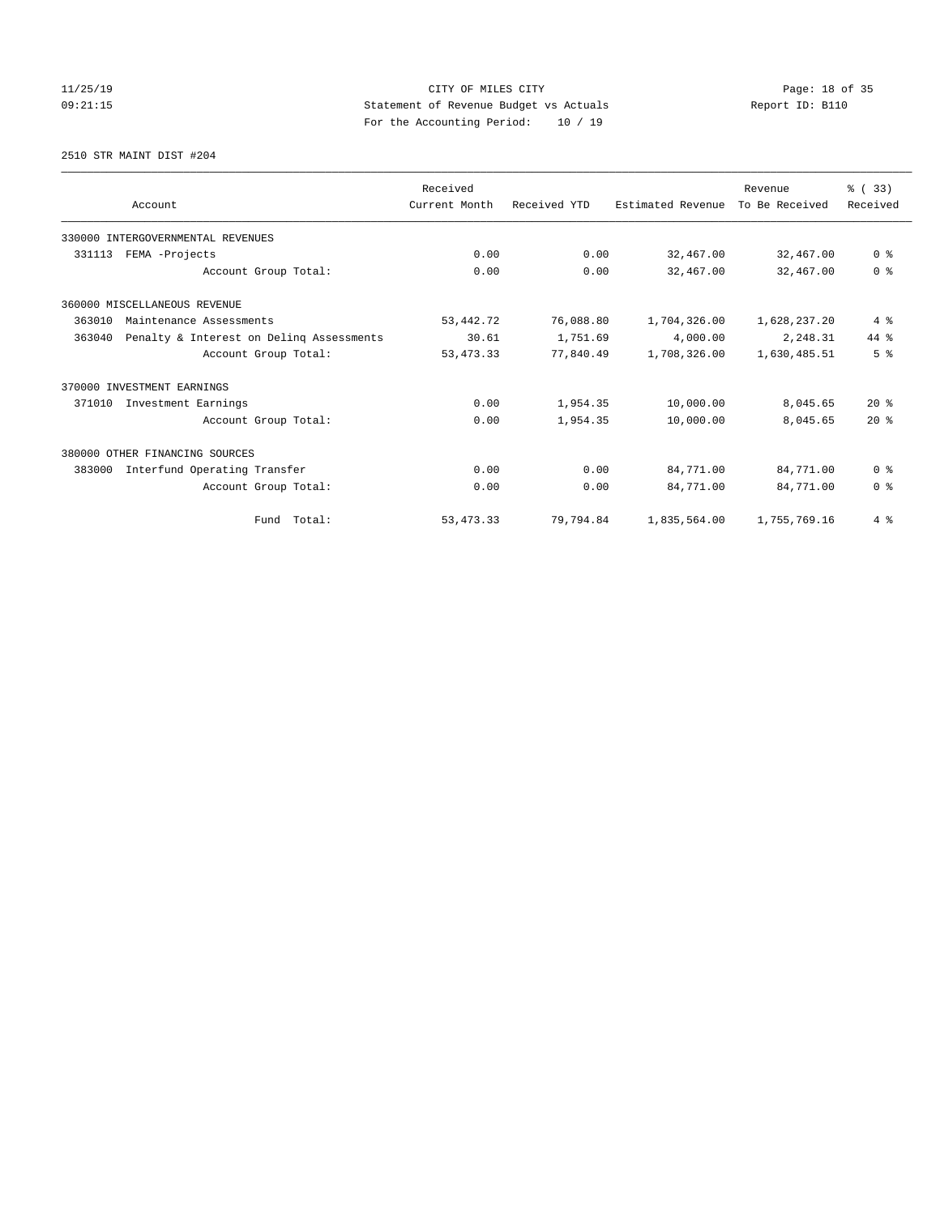CITY OF MILES CITY
Statement of Revenue Budget vs Actuals
For the Accounting Period: 10 / 19

11/25/19
09:21:15

Report ID: B110

2510 STR MAINT DIST #204

| Account | Received Current Month | Received YTD | Estimated Revenue | Revenue To Be Received | % ( 33) Received |
|---|---|---|---|---|---|
| 330000 INTERGOVERNMENTAL REVENUES | | | | | |
| 331113 FEMA -Projects | 0.00 | 0.00 | 32,467.00 | 32,467.00 | 0 % |
| Account Group Total: | 0.00 | 0.00 | 32,467.00 | 32,467.00 | 0 % |
| 360000 MISCELLANEOUS REVENUE | | | | | |
| 363010 Maintenance Assessments | 53,442.72 | 76,088.80 | 1,704,326.00 | 1,628,237.20 | 4 % |
| 363040 Penalty & Interest on Delinq Assessments | 30.61 | 1,751.69 | 4,000.00 | 2,248.31 | 44 % |
| Account Group Total: | 53,473.33 | 77,840.49 | 1,708,326.00 | 1,630,485.51 | 5 % |
| 370000 INVESTMENT EARNINGS | | | | | |
| 371010 Investment Earnings | 0.00 | 1,954.35 | 10,000.00 | 8,045.65 | 20 % |
| Account Group Total: | 0.00 | 1,954.35 | 10,000.00 | 8,045.65 | 20 % |
| 380000 OTHER FINANCING SOURCES | | | | | |
| 383000 Interfund Operating Transfer | 0.00 | 0.00 | 84,771.00 | 84,771.00 | 0 % |
| Account Group Total: | 0.00 | 0.00 | 84,771.00 | 84,771.00 | 0 % |
| Fund Total: | 53,473.33 | 79,794.84 | 1,835,564.00 | 1,755,769.16 | 4 % |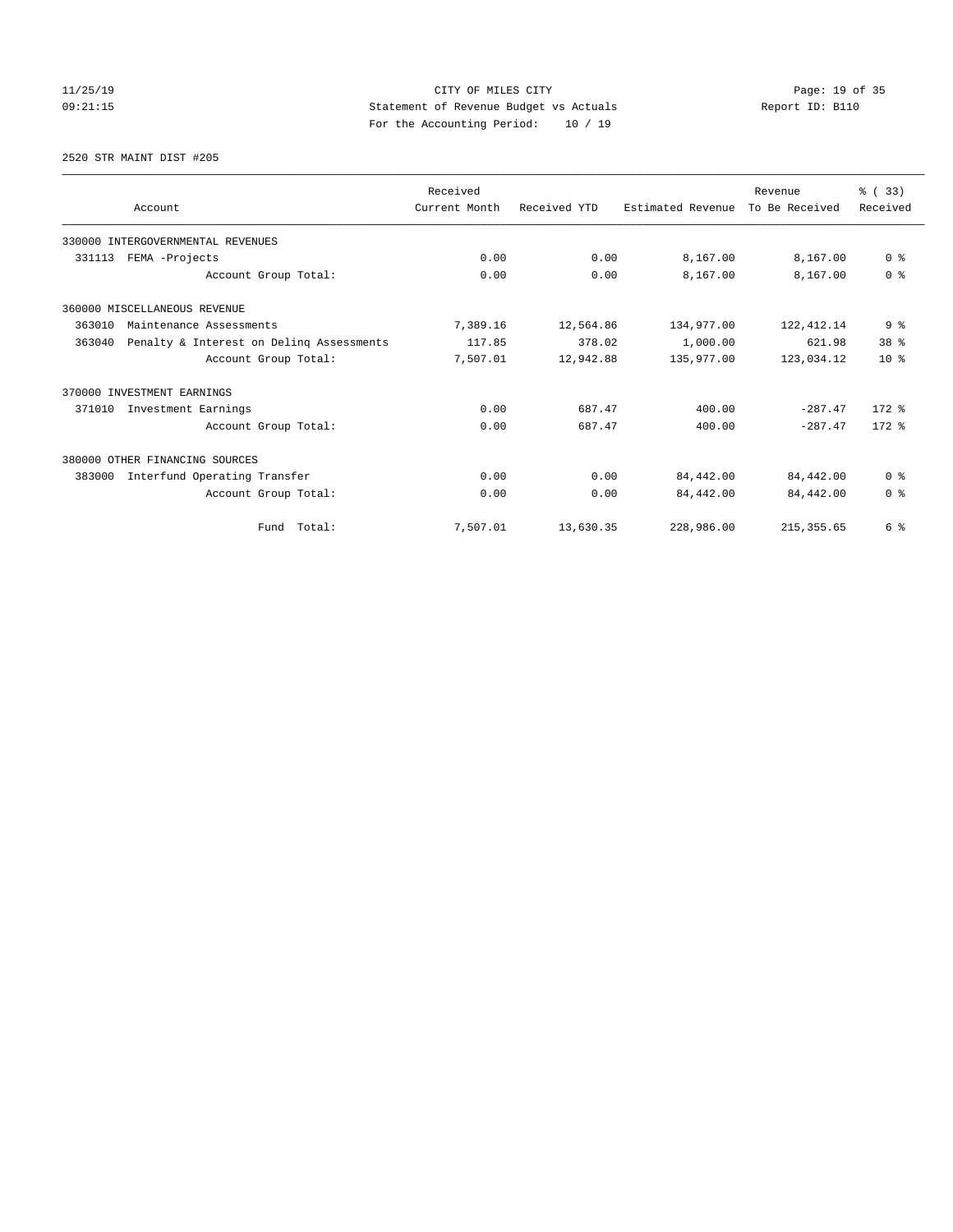CITY OF MILES CITY
Statement of Revenue Budget vs Actuals
For the Accounting Period: 10 / 19

11/25/19
09:21:15

Report ID: B110

2520 STR MAINT DIST #205

| Account | Received Current Month | Received YTD | Estimated Revenue | Revenue To Be Received | % ( 33) Received |
|---|---|---|---|---|---|
| 330000 INTERGOVERNMENTAL REVENUES | | | | | |
| 331113 FEMA -Projects | 0.00 | 0.00 | 8,167.00 | 8,167.00 | 0 % |
| Account Group Total: | 0.00 | 0.00 | 8,167.00 | 8,167.00 | 0 % |
| 360000 MISCELLANEOUS REVENUE | | | | | |
| 363010 Maintenance Assessments | 7,389.16 | 12,564.86 | 134,977.00 | 122,412.14 | 9 % |
| 363040 Penalty & Interest on Delinq Assessments | 117.85 | 378.02 | 1,000.00 | 621.98 | 38 % |
| Account Group Total: | 7,507.01 | 12,942.88 | 135,977.00 | 123,034.12 | 10 % |
| 370000 INVESTMENT EARNINGS | | | | | |
| 371010 Investment Earnings | 0.00 | 687.47 | 400.00 | -287.47 | 172 % |
| Account Group Total: | 0.00 | 687.47 | 400.00 | -287.47 | 172 % |
| 380000 OTHER FINANCING SOURCES | | | | | |
| 383000 Interfund Operating Transfer | 0.00 | 0.00 | 84,442.00 | 84,442.00 | 0 % |
| Account Group Total: | 0.00 | 0.00 | 84,442.00 | 84,442.00 | 0 % |
| Fund Total: | 7,507.01 | 13,630.35 | 228,986.00 | 215,355.65 | 6 % |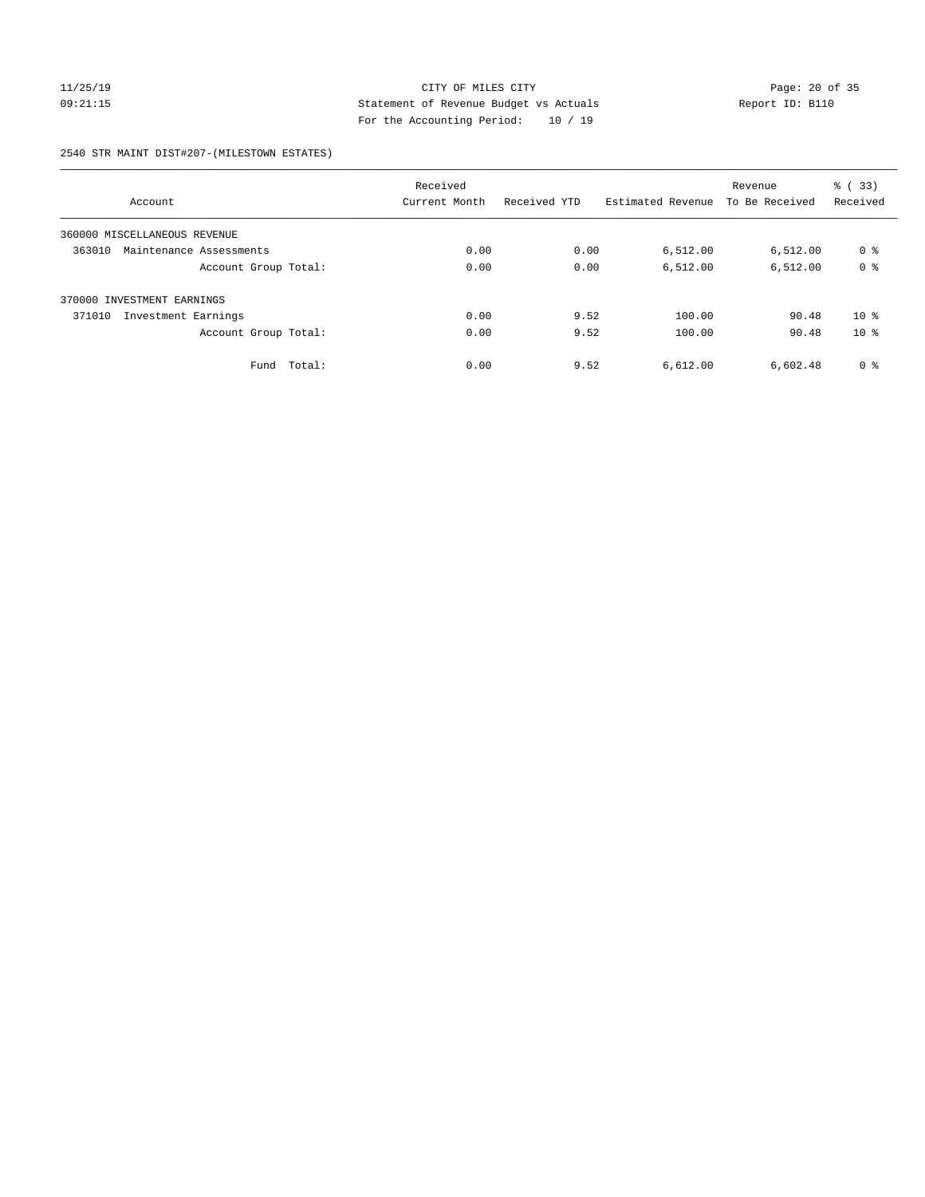CITY OF MILES CITY
Statement of Revenue Budget vs Actuals
For the Accounting Period: 10 / 19

11/25/19
09:21:15

Report ID: B110

2540 STR MAINT DIST#207-(MILESTOWN ESTATES)

| Account | Received Current Month | Received YTD | Estimated Revenue | Revenue To Be Received | % ( 33) Received |
|---|---|---|---|---|---|
| 360000 MISCELLANEOUS REVENUE | | | | | |
| 363010 Maintenance Assessments | 0.00 | 0.00 | 6,512.00 | 6,512.00 | 0 % |
| Account Group Total: | 0.00 | 0.00 | 6,512.00 | 6,512.00 | 0 % |
| 370000 INVESTMENT EARNINGS | | | | | |
| 371010 Investment Earnings | 0.00 | 9.52 | 100.00 | 90.48 | 10 % |
| Account Group Total: | 0.00 | 9.52 | 100.00 | 90.48 | 10 % |
| Fund Total: | 0.00 | 9.52 | 6,612.00 | 6,602.48 | 0 % |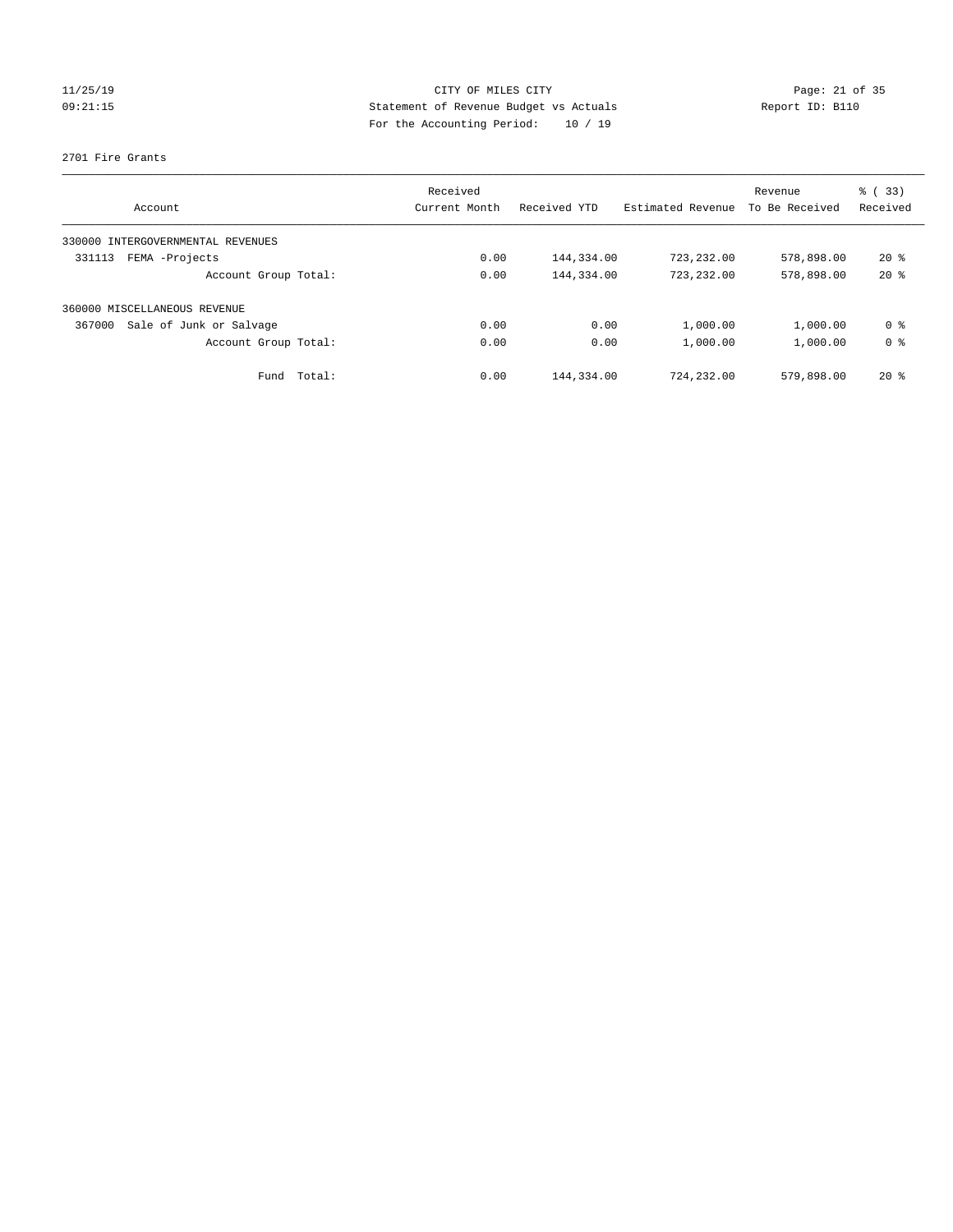CITY OF MILES CITY
Statement of Revenue Budget vs Actuals
For the Accounting Period: 10 / 19

11/25/19
09:21:15

Report ID: B110

2701 Fire Grants

| Account | Received Current Month | Received YTD | Estimated Revenue | Revenue To Be Received | % ( 33) Received |
|---|---|---|---|---|---|
| 330000 INTERGOVERNMENTAL REVENUES | | | | | |
| 331113 FEMA -Projects | 0.00 | 144,334.00 | 723,232.00 | 578,898.00 | 20 % |
| Account Group Total: | 0.00 | 144,334.00 | 723,232.00 | 578,898.00 | 20 % |
| 360000 MISCELLANEOUS REVENUE | | | | | |
| 367000 Sale of Junk or Salvage | 0.00 | 0.00 | 1,000.00 | 1,000.00 | 0 % |
| Account Group Total: | 0.00 | 0.00 | 1,000.00 | 1,000.00 | 0 % |
| Fund Total: | 0.00 | 144,334.00 | 724,232.00 | 579,898.00 | 20 % |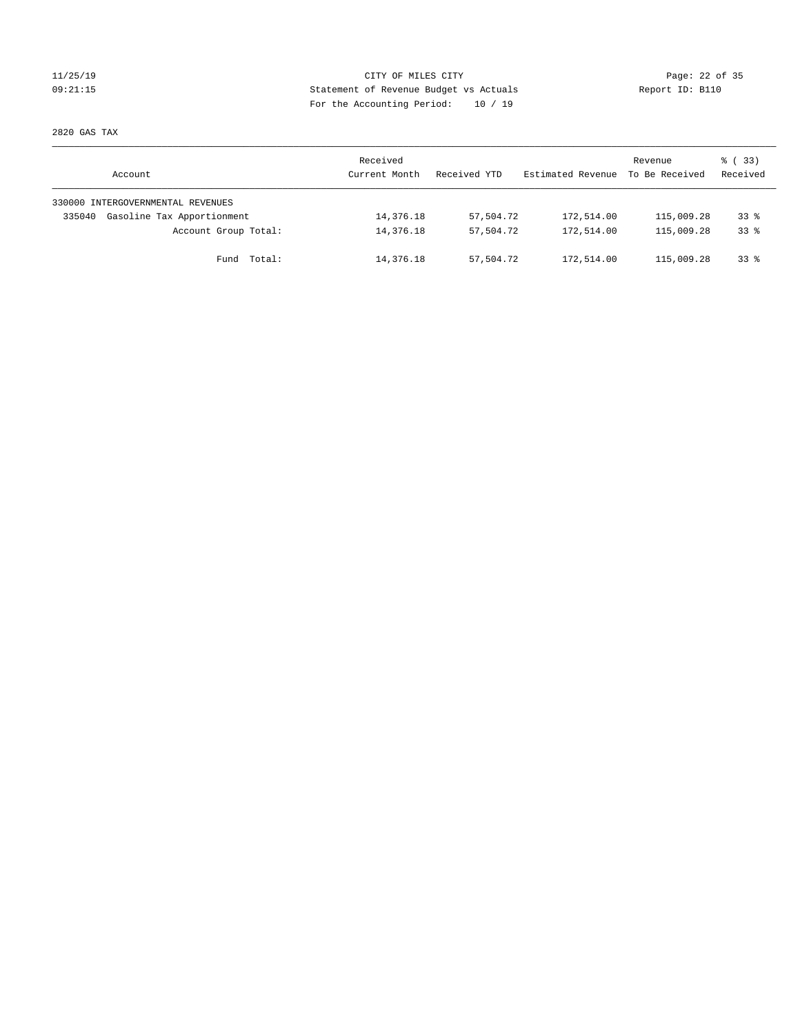CITY OF MILES CITY
Statement of Revenue Budget vs Actuals
For the Accounting Period: 10 / 19

11/25/19
09:21:15

Report ID: B110

2820 GAS TAX

| Account | Received Current Month | Received YTD | Estimated Revenue | Revenue To Be Received | % ( 33) Received |
|---|---|---|---|---|---|
| 330000 INTERGOVERNMENTAL REVENUES | | | | | |
| 335040 Gasoline Tax Apportionment | 14,376.18 | 57,504.72 | 172,514.00 | 115,009.28 | 33 % |
| Account Group Total: | 14,376.18 | 57,504.72 | 172,514.00 | 115,009.28 | 33 % |
| Fund Total: | 14,376.18 | 57,504.72 | 172,514.00 | 115,009.28 | 33 % |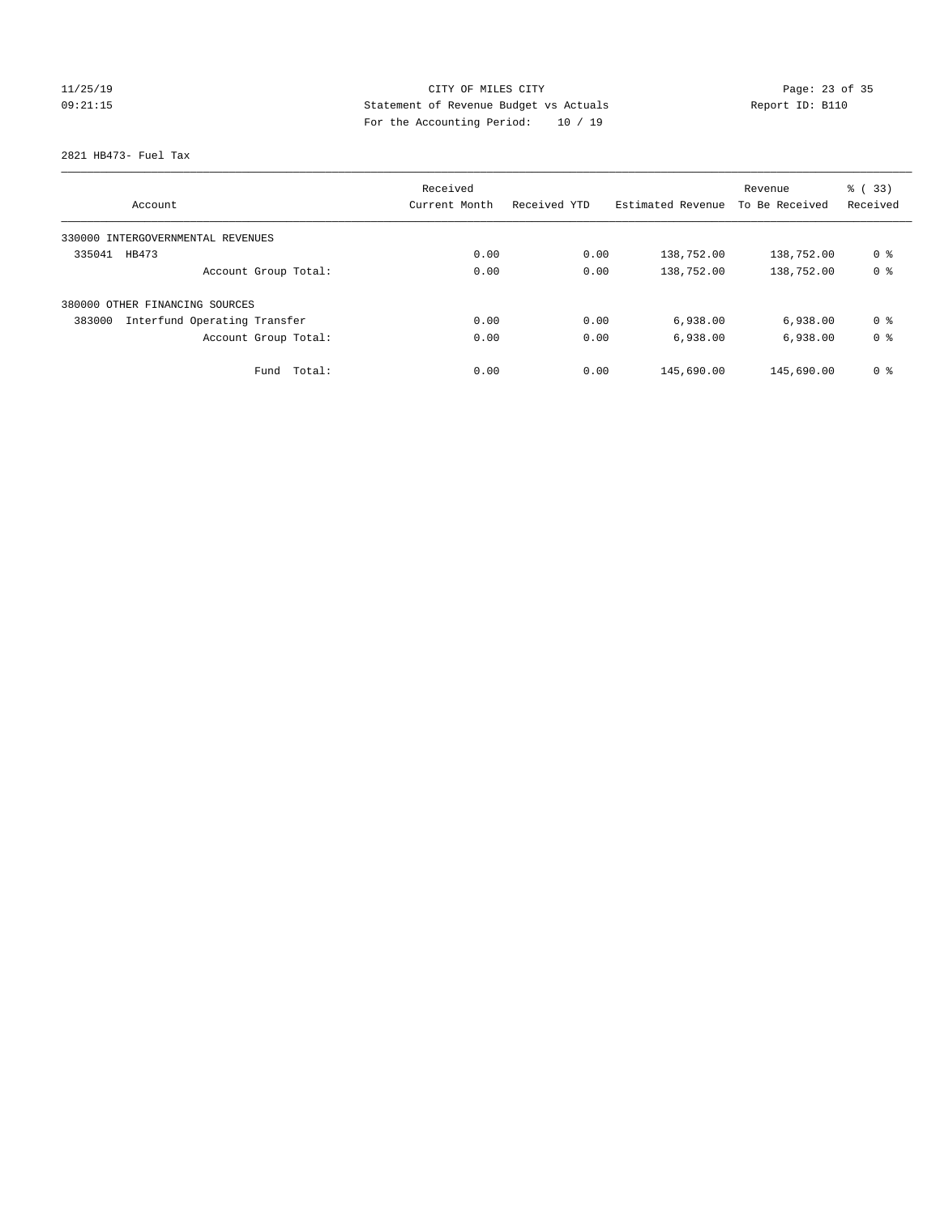CITY OF MILES CITY
Statement of Revenue Budget vs Actuals
For the Accounting Period: 10 / 19

11/25/19 09:21:15 Report ID: B110

2821 HB473- Fuel Tax

| Account | Received Current Month | Received YTD | Estimated Revenue | Revenue To Be Received | % ( 33) Received |
|---|---|---|---|---|---|
| 330000 INTERGOVERNMENTAL REVENUES | | | | | |
| 335041 HB473 | 0.00 | 0.00 | 138,752.00 | 138,752.00 | 0 % |
| Account Group Total: | 0.00 | 0.00 | 138,752.00 | 138,752.00 | 0 % |
| 380000 OTHER FINANCING SOURCES | | | | | |
| 383000 Interfund Operating Transfer | 0.00 | 0.00 | 6,938.00 | 6,938.00 | 0 % |
| Account Group Total: | 0.00 | 0.00 | 6,938.00 | 6,938.00 | 0 % |
| Fund Total: | 0.00 | 0.00 | 145,690.00 | 145,690.00 | 0 % |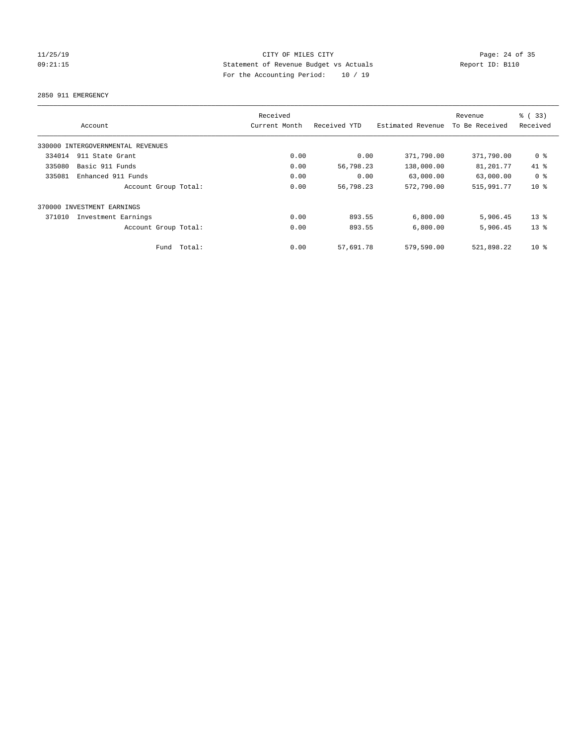CITY OF MILES CITY

Statement of Revenue Budget vs Actuals

Report ID: B110

For the Accounting Period: 10 / 19

11/25/19 09:21:15

2850 911 EMERGENCY

| Account | Received Current Month | Received YTD | Estimated Revenue | Revenue To Be Received | % ( 33) Received |
|---|---|---|---|---|---|
| 330000 INTERGOVERNMENTAL REVENUES | | | | | |
| 334014 911 State Grant | 0.00 | 0.00 | 371,790.00 | 371,790.00 | 0 % |
| 335080 Basic 911 Funds | 0.00 | 56,798.23 | 138,000.00 | 81,201.77 | 41 % |
| 335081 Enhanced 911 Funds | 0.00 | 0.00 | 63,000.00 | 63,000.00 | 0 % |
| Account Group Total: | 0.00 | 56,798.23 | 572,790.00 | 515,991.77 | 10 % |
| 370000 INVESTMENT EARNINGS | | | | | |
| 371010 Investment Earnings | 0.00 | 893.55 | 6,800.00 | 5,906.45 | 13 % |
| Account Group Total: | 0.00 | 893.55 | 6,800.00 | 5,906.45 | 13 % |
| Fund Total: | 0.00 | 57,691.78 | 579,590.00 | 521,898.22 | 10 % |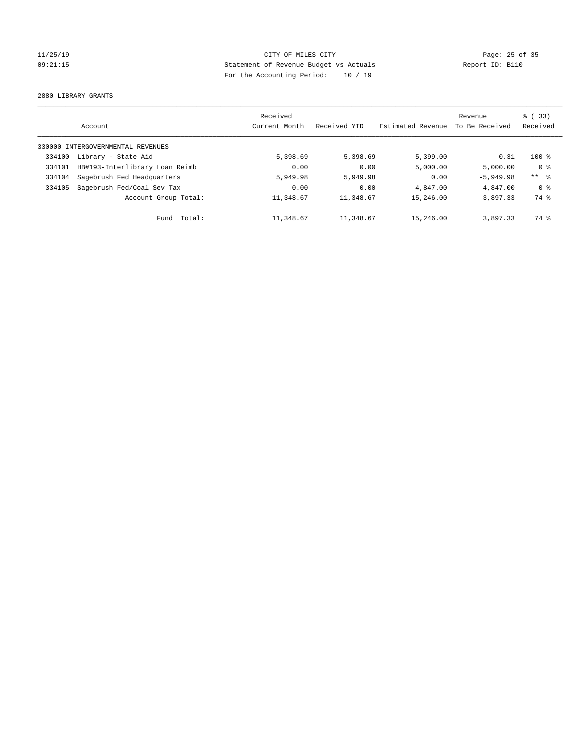CITY OF MILES CITY

Statement of Revenue Budget vs Actuals

For the Accounting Period: 10 / 19

11/25/19 09:21:15 Report ID: B110

2880 LIBRARY GRANTS

| Account | | Received Current Month | Received YTD | Estimated Revenue | Revenue To Be Received | % ( 33) Received |
|---|---|---|---|---|---|---|
| 330000 INTERGOVERNMENTAL REVENUES | | | | | | |
| 334100 | Library - State Aid | 5,398.69 | 5,398.69 | 5,399.00 | 0.31 | 100 % |
| 334101 | HB#193-Interlibrary Loan Reimb | 0.00 | 0.00 | 5,000.00 | 5,000.00 | 0 % |
| 334104 | Sagebrush Fed Headquarters | 5,949.98 | 5,949.98 | 0.00 | -5,949.98 | ** % |
| 334105 | Sagebrush Fed/Coal Sev Tax | 0.00 | 0.00 | 4,847.00 | 4,847.00 | 0 % |
| | Account Group Total: | 11,348.67 | 11,348.67 | 15,246.00 | 3,897.33 | 74 % |
| | Fund Total: | 11,348.67 | 11,348.67 | 15,246.00 | 3,897.33 | 74 % |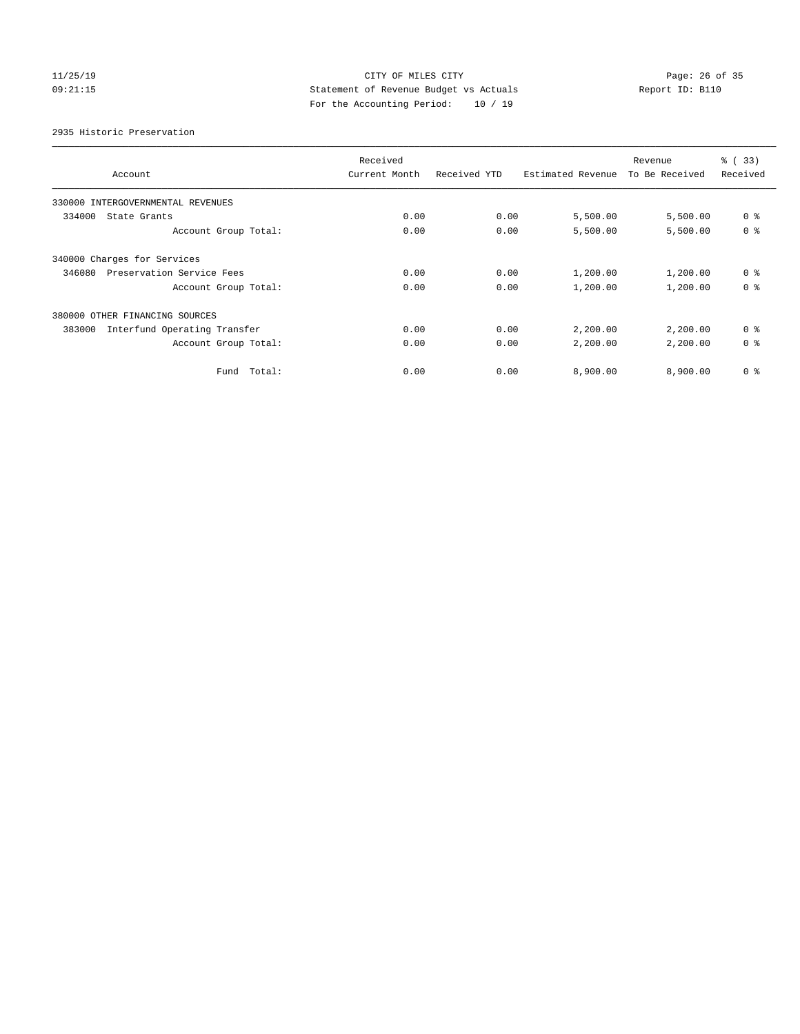CITY OF MILES CITY
Statement of Revenue Budget vs Actuals
For the Accounting Period: 10 / 19

11/25/19
09:21:15

Report ID: B110

2935 Historic Preservation

| Account | Received Current Month | Received YTD | Estimated Revenue | Revenue To Be Received | % ( 33) Received |
|---|---|---|---|---|---|
| 330000 INTERGOVERNMENTAL REVENUES | | | | | |
| 334000 State Grants | 0.00 | 0.00 | 5,500.00 | 5,500.00 | 0 % |
| Account Group Total: | 0.00 | 0.00 | 5,500.00 | 5,500.00 | 0 % |
| 340000 Charges for Services | | | | | |
| 346080 Preservation Service Fees | 0.00 | 0.00 | 1,200.00 | 1,200.00 | 0 % |
| Account Group Total: | 0.00 | 0.00 | 1,200.00 | 1,200.00 | 0 % |
| 380000 OTHER FINANCING SOURCES | | | | | |
| 383000 Interfund Operating Transfer | 0.00 | 0.00 | 2,200.00 | 2,200.00 | 0 % |
| Account Group Total: | 0.00 | 0.00 | 2,200.00 | 2,200.00 | 0 % |
| Fund Total: | 0.00 | 0.00 | 8,900.00 | 8,900.00 | 0 % |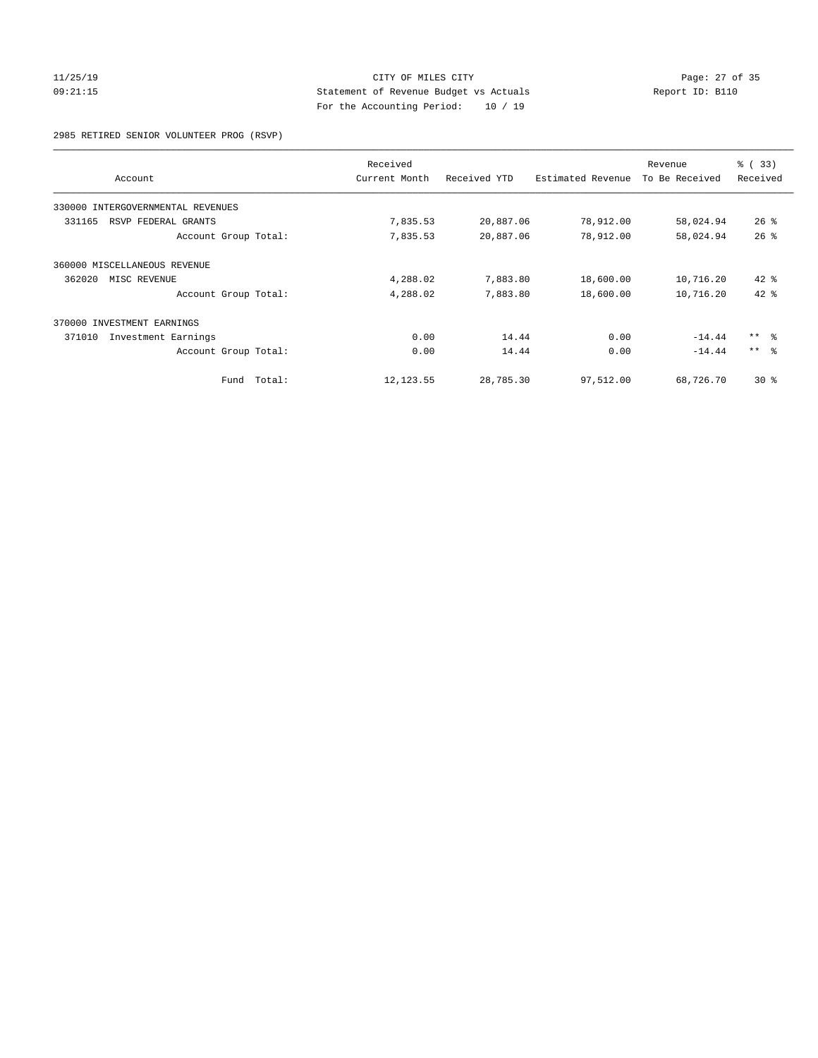CITY OF MILES CITY
Statement of Revenue Budget vs Actuals
For the Accounting Period: 10 / 19

11/25/19
09:21:15

Report ID: B110

2985 RETIRED SENIOR VOLUNTEER PROG (RSVP)

| Account | Received Current Month | Received YTD | Estimated Revenue | Revenue To Be Received | % ( 33) Received |
|---|---|---|---|---|---|
| 330000 INTERGOVERNMENTAL REVENUES | | | | | |
| 331165 RSVP FEDERAL GRANTS | 7,835.53 | 20,887.06 | 78,912.00 | 58,024.94 | 26 % |
| Account Group Total: | 7,835.53 | 20,887.06 | 78,912.00 | 58,024.94 | 26 % |
| 360000 MISCELLANEOUS REVENUE | | | | | |
| 362020 MISC REVENUE | 4,288.02 | 7,883.80 | 18,600.00 | 10,716.20 | 42 % |
| Account Group Total: | 4,288.02 | 7,883.80 | 18,600.00 | 10,716.20 | 42 % |
| 370000 INVESTMENT EARNINGS | | | | | |
| 371010 Investment Earnings | 0.00 | 14.44 | 0.00 | -14.44 | ** % |
| Account Group Total: | 0.00 | 14.44 | 0.00 | -14.44 | ** % |
| Fund Total: | 12,123.55 | 28,785.30 | 97,512.00 | 68,726.70 | 30 % |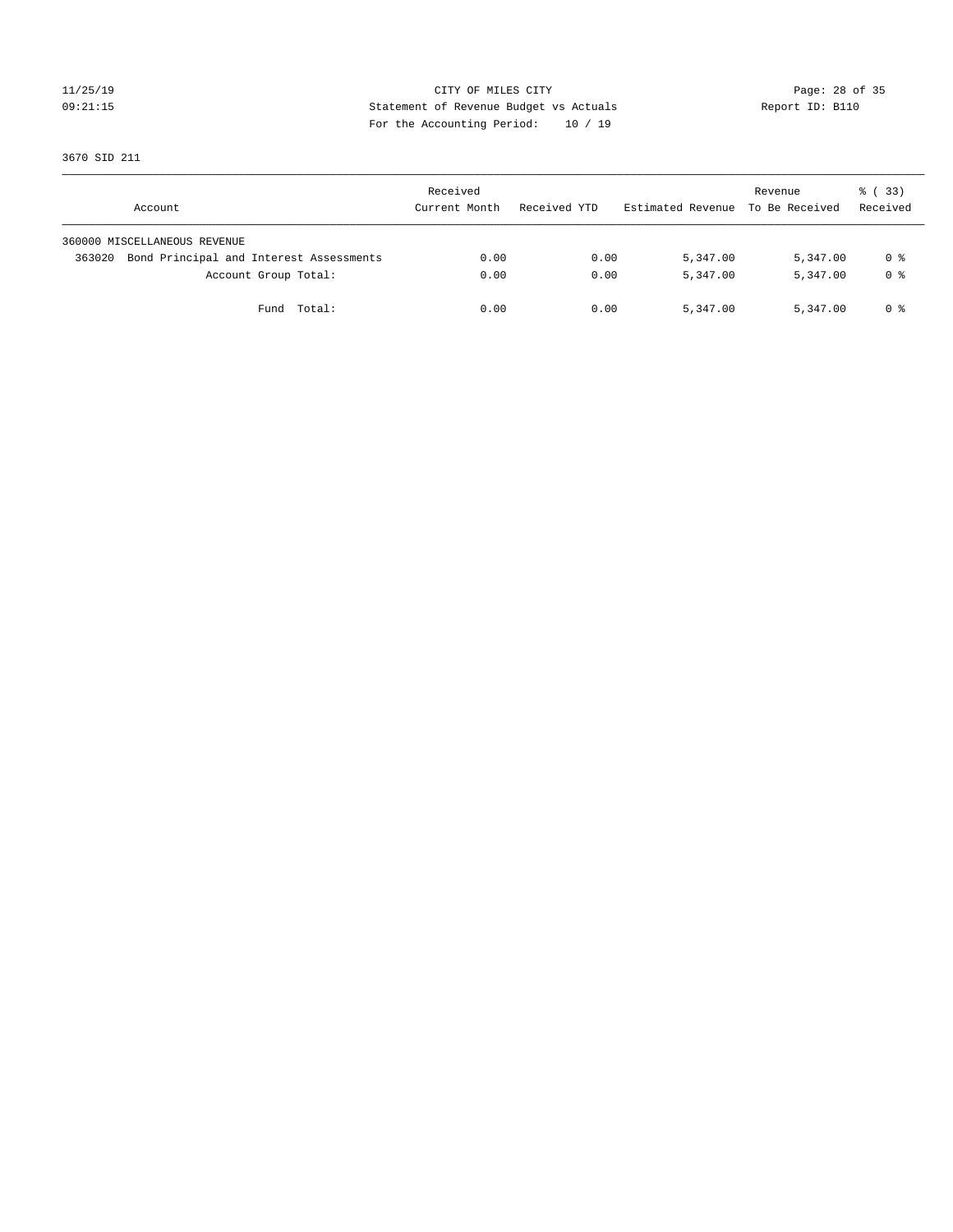CITY OF MILES CITY

Statement of Revenue Budget vs Actuals

For the Accounting Period: 10 / 19

11/25/19
09:21:15

Report ID: B110

3670 SID 211

| Account | Received Current Month | Received YTD | Estimated Revenue | Revenue To Be Received | % ( 33) Received |
|---|---|---|---|---|---|
| 360000 MISCELLANEOUS REVENUE | | | | | |
| 363020 Bond Principal and Interest Assessments | 0.00 | 0.00 | 5,347.00 | 5,347.00 | 0 % |
| Account Group Total: | 0.00 | 0.00 | 5,347.00 | 5,347.00 | 0 % |
| Fund Total: | 0.00 | 0.00 | 5,347.00 | 5,347.00 | 0 % |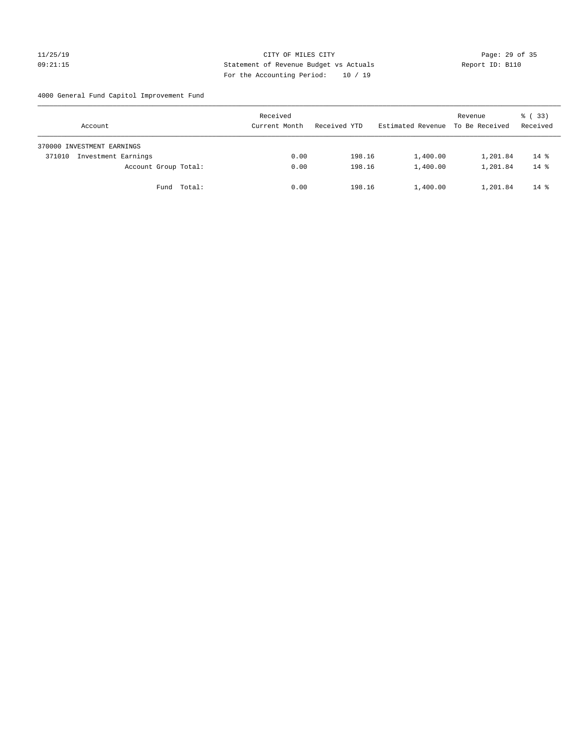CITY OF MILES CITY
Statement of Revenue Budget vs Actuals
For the Accounting Period: 10 / 19

11/25/19
09:21:15

Report ID: B110

4000 General Fund Capitol Improvement Fund

| Account | Received Current Month | Received YTD | Estimated Revenue | Revenue To Be Received | % ( 33) Received |
|---|---|---|---|---|---|
| 370000 INVESTMENT EARNINGS | | | | | |
| 371010 Investment Earnings | 0.00 | 198.16 | 1,400.00 | 1,201.84 | 14 % |
| Account Group Total: | 0.00 | 198.16 | 1,400.00 | 1,201.84 | 14 % |
| Fund Total: | 0.00 | 198.16 | 1,400.00 | 1,201.84 | 14 % |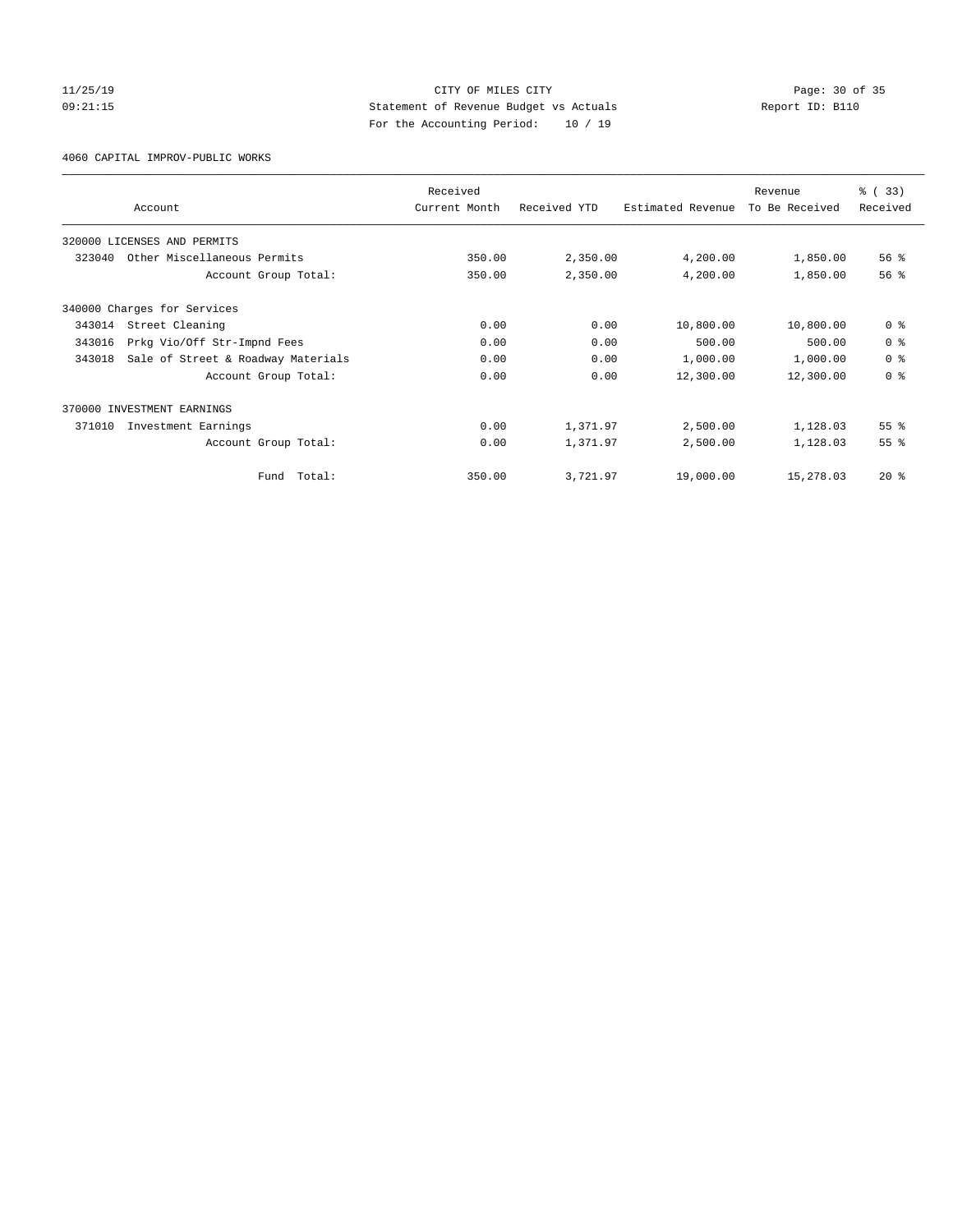CITY OF MILES CITY
Statement of Revenue Budget vs Actuals
For the Accounting Period: 10 / 19

11/25/19
09:21:15

Report ID: B110

4060 CAPITAL IMPROV-PUBLIC WORKS

| Account | Received Current Month | Received YTD | Estimated Revenue | Revenue To Be Received | % ( 33) Received |
|---|---|---|---|---|---|
| 320000 LICENSES AND PERMITS | | | | | |
| 323040 Other Miscellaneous Permits | 350.00 | 2,350.00 | 4,200.00 | 1,850.00 | 56 % |
| Account Group Total: | 350.00 | 2,350.00 | 4,200.00 | 1,850.00 | 56 % |
| 340000 Charges for Services | | | | | |
| 343014 Street Cleaning | 0.00 | 0.00 | 10,800.00 | 10,800.00 | 0 % |
| 343016 Prkg Vio/Off Str-Impnd Fees | 0.00 | 0.00 | 500.00 | 500.00 | 0 % |
| 343018 Sale of Street & Roadway Materials | 0.00 | 0.00 | 1,000.00 | 1,000.00 | 0 % |
| Account Group Total: | 0.00 | 0.00 | 12,300.00 | 12,300.00 | 0 % |
| 370000 INVESTMENT EARNINGS | | | | | |
| 371010 Investment Earnings | 0.00 | 1,371.97 | 2,500.00 | 1,128.03 | 55 % |
| Account Group Total: | 0.00 | 1,371.97 | 2,500.00 | 1,128.03 | 55 % |
| Fund Total: | 350.00 | 3,721.97 | 19,000.00 | 15,278.03 | 20 % |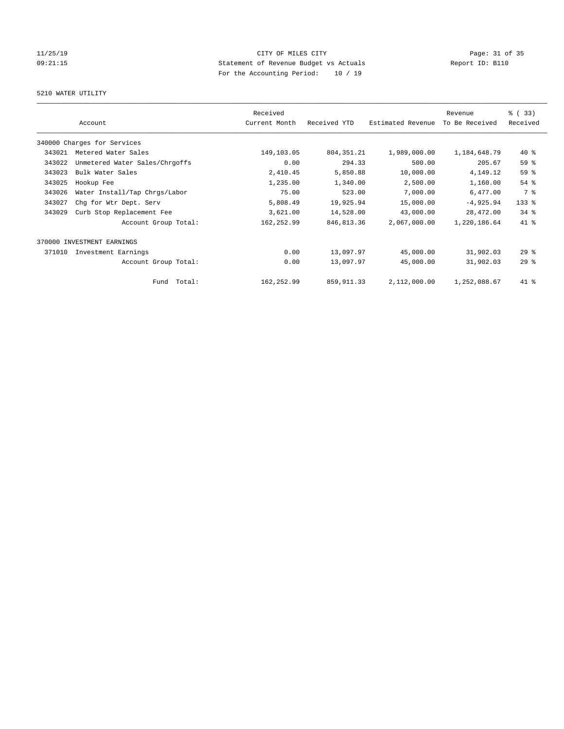CITY OF MILES CITY
Statement of Revenue Budget vs Actuals
For the Accounting Period: 10 / 19

11/25/19
09:21:15

Report ID: B110

## 5210 WATER UTILITY

| Account | | Received Current Month | Received YTD | Estimated Revenue | Revenue To Be Received | % ( 33) Received |
|---|---|---|---|---|---|---|
| 340000 Charges for Services | | | | | | |
| 343021 | Metered Water Sales | 149,103.05 | 804,351.21 | 1,989,000.00 | 1,184,648.79 | 40 % |
| 343022 | Unmetered Water Sales/Chrgoffs | 0.00 | 294.33 | 500.00 | 205.67 | 59 % |
| 343023 | Bulk Water Sales | 2,410.45 | 5,850.88 | 10,000.00 | 4,149.12 | 59 % |
| 343025 | Hookup Fee | 1,235.00 | 1,340.00 | 2,500.00 | 1,160.00 | 54 % |
| 343026 | Water Install/Tap Chrgs/Labor | 75.00 | 523.00 | 7,000.00 | 6,477.00 | 7 % |
| 343027 | Chg for Wtr Dept. Serv | 5,808.49 | 19,925.94 | 15,000.00 | -4,925.94 | 133 % |
| 343029 | Curb Stop Replacement Fee | 3,621.00 | 14,528.00 | 43,000.00 | 28,472.00 | 34 % |
| | Account Group Total: | 162,252.99 | 846,813.36 | 2,067,000.00 | 1,220,186.64 | 41 % |
| 370000 INVESTMENT EARNINGS | | | | | | |
| 371010 | Investment Earnings | 0.00 | 13,097.97 | 45,000.00 | 31,902.03 | 29 % |
| | Account Group Total: | 0.00 | 13,097.97 | 45,000.00 | 31,902.03 | 29 % |
| | Fund Total: | 162,252.99 | 859,911.33 | 2,112,000.00 | 1,252,088.67 | 41 % |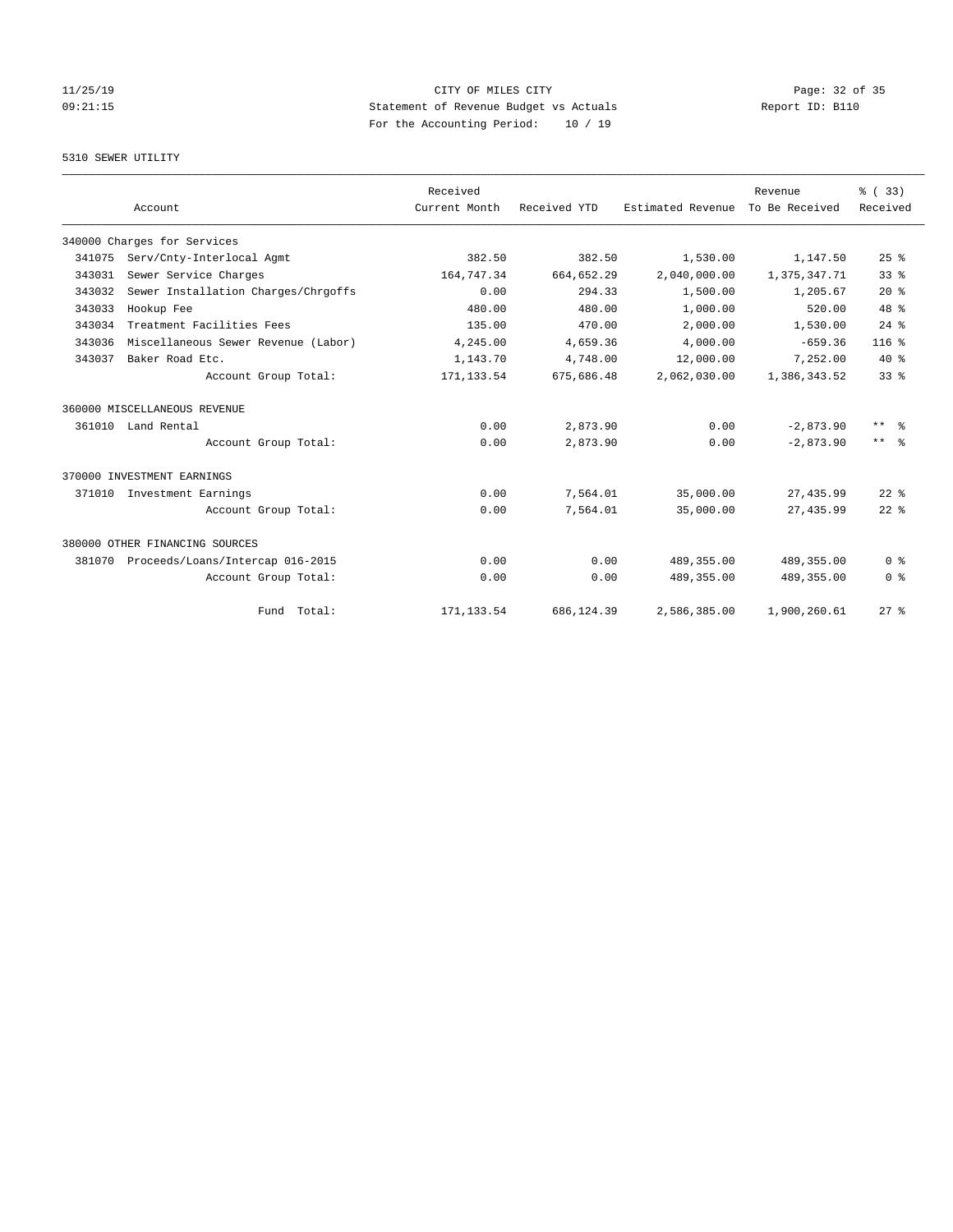CITY OF MILES CITY
Statement of Revenue Budget vs Actuals
For the Accounting Period: 10 / 19

11/25/19
09:21:15

Report ID: B110

## 5310 SEWER UTILITY

| Account | | Received Current Month | Received YTD | Estimated Revenue | Revenue To Be Received | % ( 33) Received |
|---|---|---|---|---|---|---|
| 340000 Charges for Services | | | | | | |
| 341075 | Serv/Cnty-Interlocal Agmt | 382.50 | 382.50 | 1,530.00 | 1,147.50 | 25 % |
| 343031 | Sewer Service Charges | 164,747.34 | 664,652.29 | 2,040,000.00 | 1,375,347.71 | 33 % |
| 343032 | Sewer Installation Charges/Chrgoffs | 0.00 | 294.33 | 1,500.00 | 1,205.67 | 20 % |
| 343033 | Hookup Fee | 480.00 | 480.00 | 1,000.00 | 520.00 | 48 % |
| 343034 | Treatment Facilities Fees | 135.00 | 470.00 | 2,000.00 | 1,530.00 | 24 % |
| 343036 | Miscellaneous Sewer Revenue (Labor) | 4,245.00 | 4,659.36 | 4,000.00 | -659.36 | 116 % |
| 343037 | Baker Road Etc. | 1,143.70 | 4,748.00 | 12,000.00 | 7,252.00 | 40 % |
| | Account Group Total: | 171,133.54 | 675,686.48 | 2,062,030.00 | 1,386,343.52 | 33 % |
| 360000 MISCELLANEOUS REVENUE | | | | | | |
| 361010 | Land Rental | 0.00 | 2,873.90 | 0.00 | -2,873.90 | ** % |
| | Account Group Total: | 0.00 | 2,873.90 | 0.00 | -2,873.90 | ** % |
| 370000 INVESTMENT EARNINGS | | | | | | |
| 371010 | Investment Earnings | 0.00 | 7,564.01 | 35,000.00 | 27,435.99 | 22 % |
| | Account Group Total: | 0.00 | 7,564.01 | 35,000.00 | 27,435.99 | 22 % |
| 380000 OTHER FINANCING SOURCES | | | | | | |
| 381070 | Proceeds/Loans/Intercap 016-2015 | 0.00 | 0.00 | 489,355.00 | 489,355.00 | 0 % |
| | Account Group Total: | 0.00 | 0.00 | 489,355.00 | 489,355.00 | 0 % |
| | Fund Total: | 171,133.54 | 686,124.39 | 2,586,385.00 | 1,900,260.61 | 27 % |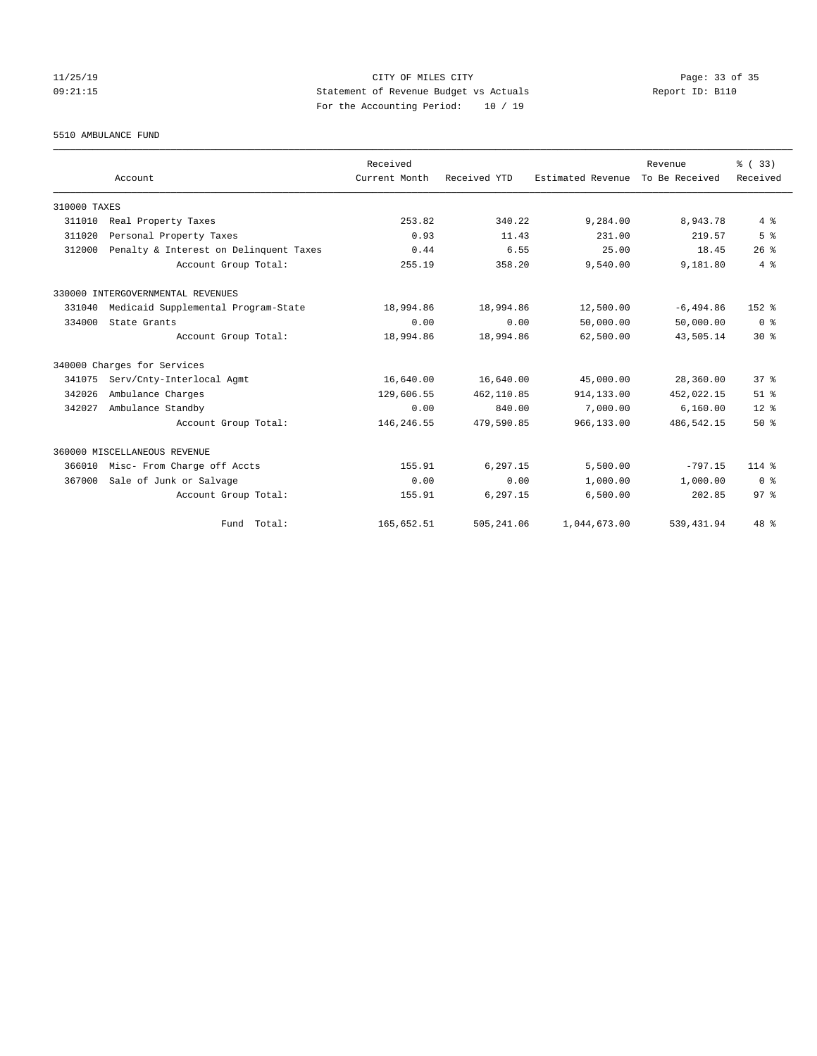CITY OF MILES CITY
Statement of Revenue Budget vs Actuals
For the Accounting Period: 10 / 19

11/25/19
09:21:15

Report ID: B110

5510 AMBULANCE FUND

| Account | | Received Current Month | Received YTD | Estimated Revenue | Revenue To Be Received | % ( 33) Received |
|---|---|---|---|---|---|---|
| 310000 TAXES | | | | | | |
| 311010 | Real Property Taxes | 253.82 | 340.22 | 9,284.00 | 8,943.78 | 4 % |
| 311020 | Personal Property Taxes | 0.93 | 11.43 | 231.00 | 219.57 | 5 % |
| 312000 | Penalty & Interest on Delinquent Taxes | 0.44 | 6.55 | 25.00 | 18.45 | 26 % |
| | Account Group Total: | 255.19 | 358.20 | 9,540.00 | 9,181.80 | 4 % |
| 330000 INTERGOVERNMENTAL REVENUES | | | | | | |
| 331040 | Medicaid Supplemental Program-State | 18,994.86 | 18,994.86 | 12,500.00 | -6,494.86 | 152 % |
| 334000 | State Grants | 0.00 | 0.00 | 50,000.00 | 50,000.00 | 0 % |
| | Account Group Total: | 18,994.86 | 18,994.86 | 62,500.00 | 43,505.14 | 30 % |
| 340000 Charges for Services | | | | | | |
| 341075 | Serv/Cnty-Interlocal Agmt | 16,640.00 | 16,640.00 | 45,000.00 | 28,360.00 | 37 % |
| 342026 | Ambulance Charges | 129,606.55 | 462,110.85 | 914,133.00 | 452,022.15 | 51 % |
| 342027 | Ambulance Standby | 0.00 | 840.00 | 7,000.00 | 6,160.00 | 12 % |
| | Account Group Total: | 146,246.55 | 479,590.85 | 966,133.00 | 486,542.15 | 50 % |
| 360000 MISCELLANEOUS REVENUE | | | | | | |
| 366010 | Misc- From Charge off Accts | 155.91 | 6,297.15 | 5,500.00 | -797.15 | 114 % |
| 367000 | Sale of Junk or Salvage | 0.00 | 0.00 | 1,000.00 | 1,000.00 | 0 % |
| | Account Group Total: | 155.91 | 6,297.15 | 6,500.00 | 202.85 | 97 % |
| | Fund Total: | 165,652.51 | 505,241.06 | 1,044,673.00 | 539,431.94 | 48 % |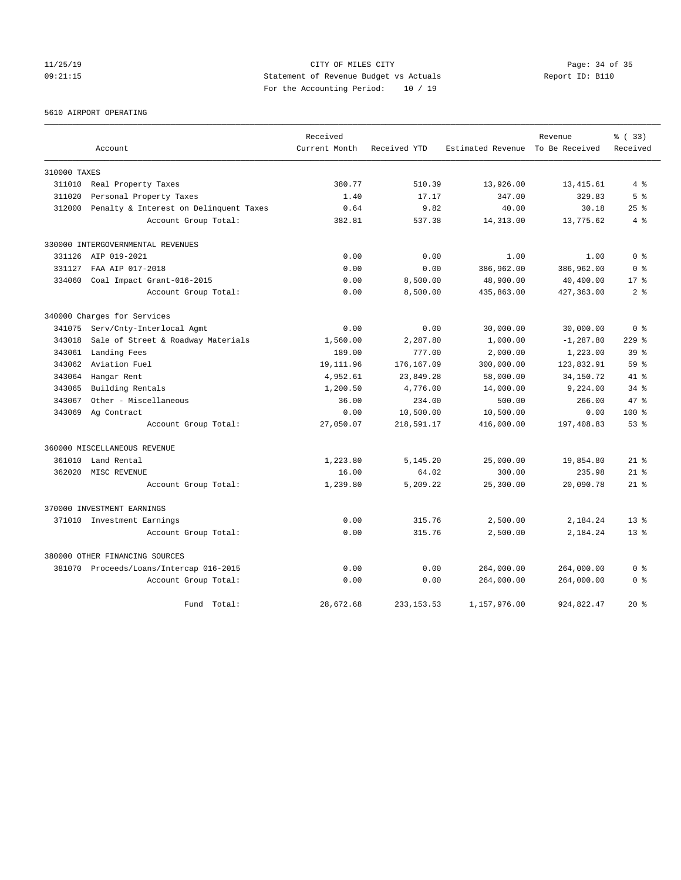CITY OF MILES CITY
Statement of Revenue Budget vs Actuals
For the Accounting Period: 10 / 19

11/25/19
09:21:15

Report ID: B110

5610 AIRPORT OPERATING

| Account | Received Current Month | Received YTD | Estimated Revenue | Revenue To Be Received | % ( 33) Received |
|---|---|---|---|---|---|
| **310000 TAXES** | | | | | |
| 311010 Real Property Taxes | 380.77 | 510.39 | 13,926.00 | 13,415.61 | 4 % |
| 311020 Personal Property Taxes | 1.40 | 17.17 | 347.00 | 329.83 | 5 % |
| 312000 Penalty & Interest on Delinquent Taxes | 0.64 | 9.82 | 40.00 | 30.18 | 25 % |
| Account Group Total: | 382.81 | 537.38 | 14,313.00 | 13,775.62 | 4 % |
| **330000 INTERGOVERNMENTAL REVENUES** | | | | | |
| 331126 AIP 019-2021 | 0.00 | 0.00 | 1.00 | 1.00 | 0 % |
| 331127 FAA AIP 017-2018 | 0.00 | 0.00 | 386,962.00 | 386,962.00 | 0 % |
| 334060 Coal Impact Grant-016-2015 | 0.00 | 8,500.00 | 48,900.00 | 40,400.00 | 17 % |
| Account Group Total: | 0.00 | 8,500.00 | 435,863.00 | 427,363.00 | 2 % |
| **340000 Charges for Services** | | | | | |
| 341075 Serv/Cnty-Interlocal Agmt | 0.00 | 0.00 | 30,000.00 | 30,000.00 | 0 % |
| 343018 Sale of Street & Roadway Materials | 1,560.00 | 2,287.80 | 1,000.00 | -1,287.80 | 229 % |
| 343061 Landing Fees | 189.00 | 777.00 | 2,000.00 | 1,223.00 | 39 % |
| 343062 Aviation Fuel | 19,111.96 | 176,167.09 | 300,000.00 | 123,832.91 | 59 % |
| 343064 Hangar Rent | 4,952.61 | 23,849.28 | 58,000.00 | 34,150.72 | 41 % |
| 343065 Building Rentals | 1,200.50 | 4,776.00 | 14,000.00 | 9,224.00 | 34 % |
| 343067 Other - Miscellaneous | 36.00 | 234.00 | 500.00 | 266.00 | 47 % |
| 343069 Ag Contract | 0.00 | 10,500.00 | 10,500.00 | 0.00 | 100 % |
| Account Group Total: | 27,050.07 | 218,591.17 | 416,000.00 | 197,408.83 | 53 % |
| **360000 MISCELLANEOUS REVENUE** | | | | | |
| 361010 Land Rental | 1,223.80 | 5,145.20 | 25,000.00 | 19,854.80 | 21 % |
| 362020 MISC REVENUE | 16.00 | 64.02 | 300.00 | 235.98 | 21 % |
| Account Group Total: | 1,239.80 | 5,209.22 | 25,300.00 | 20,090.78 | 21 % |
| **370000 INVESTMENT EARNINGS** | | | | | |
| 371010 Investment Earnings | 0.00 | 315.76 | 2,500.00 | 2,184.24 | 13 % |
| Account Group Total: | 0.00 | 315.76 | 2,500.00 | 2,184.24 | 13 % |
| **380000 OTHER FINANCING SOURCES** | | | | | |
| 381070 Proceeds/Loans/Intercap 016-2015 | 0.00 | 0.00 | 264,000.00 | 264,000.00 | 0 % |
| Account Group Total: | 0.00 | 0.00 | 264,000.00 | 264,000.00 | 0 % |
| Fund Total: | 28,672.68 | 233,153.53 | 1,157,976.00 | 924,822.47 | 20 % |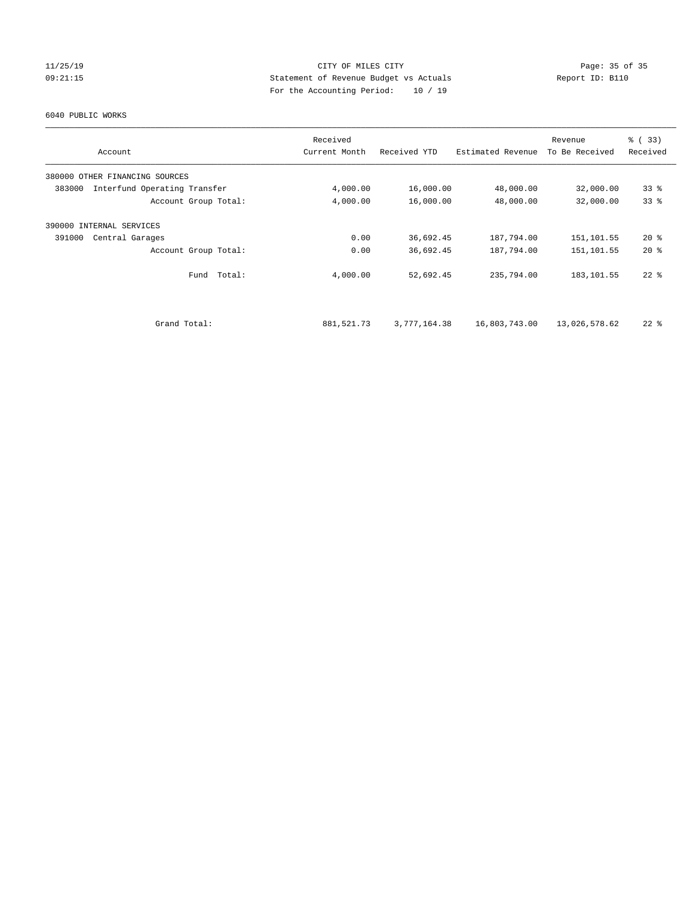CITY OF MILES CITY
Statement of Revenue Budget vs Actuals
For the Accounting Period: 10 / 19

11/25/19
09:21:15

Report ID: B110

6040 PUBLIC WORKS

| Account | Received Current Month | Received YTD | Estimated Revenue | Revenue To Be Received | % ( 33) Received |
|---|---|---|---|---|---|
| 380000 OTHER FINANCING SOURCES | | | | | |
| 383000 Interfund Operating Transfer | 4,000.00 | 16,000.00 | 48,000.00 | 32,000.00 | 33 % |
| Account Group Total: | 4,000.00 | 16,000.00 | 48,000.00 | 32,000.00 | 33 % |
| 390000 INTERNAL SERVICES | | | | | |
| 391000 Central Garages | 0.00 | 36,692.45 | 187,794.00 | 151,101.55 | 20 % |
| Account Group Total: | 0.00 | 36,692.45 | 187,794.00 | 151,101.55 | 20 % |
| Fund Total: | 4,000.00 | 52,692.45 | 235,794.00 | 183,101.55 | 22 % |
| Grand Total: | 881,521.73 | 3,777,164.38 | 16,803,743.00 | 13,026,578.62 | 22 % |